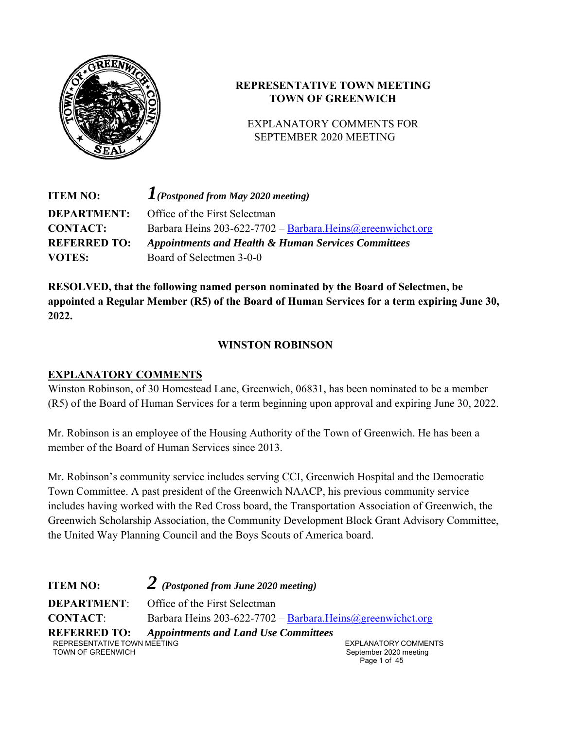**REPRESENTATIVE TOWN MEETING**
**TOWN OF GREENWICH**

EXPLANATORY COMMENTS FOR SEPTEMBER 2020 MEETING

**ITEM NO:** ***1*** ***(Postponed from May 2020 meeting)***
**DEPARTMENT:** Office of the First Selectman
**CONTACT:** Barbara Heins 203-622-7702 – Barbara.Heins@greenwichct.org
**REFERRED TO:** ***Appointments and Health & Human Services Committees***
**VOTES:** Board of Selectmen 3-0-0

**RESOLVED, that the following named person nominated by the Board of Selectmen, be appointed a Regular Member (R5) of the Board of Human Services for a term expiring June 30, 2022.**

**WINSTON ROBINSON**

**EXPLANATORY COMMENTS**

Winston Robinson, of 30 Homestead Lane, Greenwich, 06831, has been nominated to be a member (R5) of the Board of Human Services for a term beginning upon approval and expiring June 30, 2022.

Mr. Robinson is an employee of the Housing Authority of the Town of Greenwich. He has been a member of the Board of Human Services since 2013.

Mr. Robinson's community service includes serving CCI, Greenwich Hospital and the Democratic Town Committee. A past president of the Greenwich NAACP, his previous community service includes having worked with the Red Cross board, the Transportation Association of Greenwich, the Greenwich Scholarship Association, the Community Development Block Grant Advisory Committee, the United Way Planning Council and the Boys Scouts of America board.

**ITEM NO:** ***2*** ***(Postponed from June 2020 meeting)***
**DEPARTMENT:** Office of the First Selectman
**CONTACT:** Barbara Heins 203-622-7702 – Barbara.Heins@greenwichct.org
**REFERRED TO:** ***Appointments and Land Use Committees***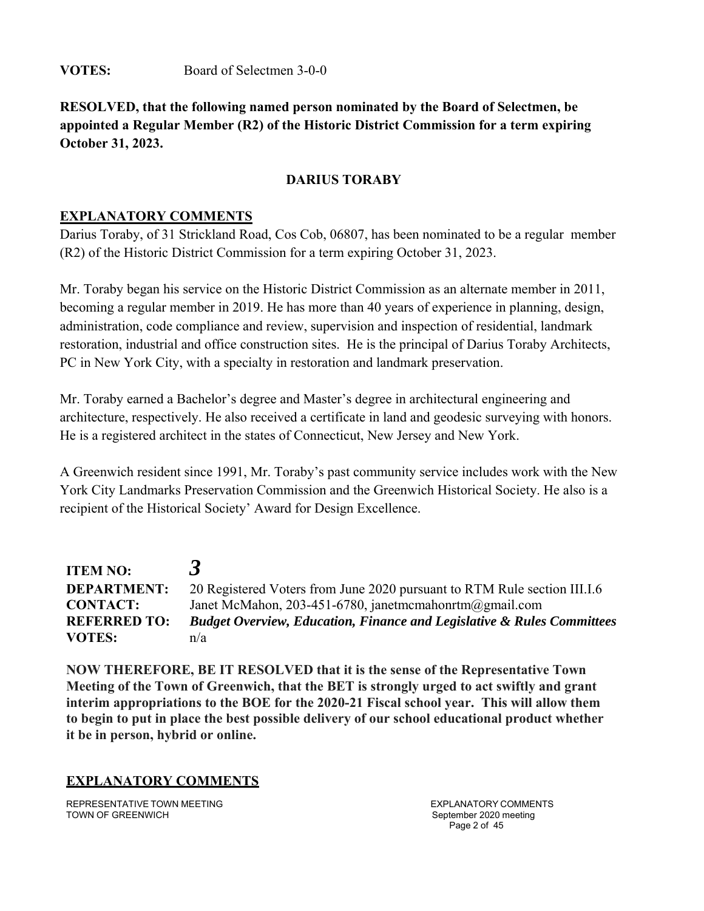**VOTES:** Board of Selectmen 3-0-0

**RESOLVED, that the following named person nominated by the Board of Selectmen, be appointed a Regular Member (R2) of the Historic District Commission for a term expiring October 31, 2023.**

**DARIUS TORABY**

## EXPLANATORY COMMENTS

Darius Toraby, of 31 Strickland Road, Cos Cob, 06807, has been nominated to be a regular member (R2) of the Historic District Commission for a term expiring October 31, 2023.

Mr. Toraby began his service on the Historic District Commission as an alternate member in 2011, becoming a regular member in 2019. He has more than 40 years of experience in planning, design, administration, code compliance and review, supervision and inspection of residential, landmark restoration, industrial and office construction sites. He is the principal of Darius Toraby Architects, PC in New York City, with a specialty in restoration and landmark preservation.

Mr. Toraby earned a Bachelor's degree and Master's degree in architectural engineering and architecture, respectively. He also received a certificate in land and geodesic surveying with honors. He is a registered architect in the states of Connecticut, New Jersey and New York.

A Greenwich resident since 1991, Mr. Toraby's past community service includes work with the New York City Landmarks Preservation Commission and the Greenwich Historical Society. He also is a recipient of the Historical Society' Award for Design Excellence.

**ITEM NO:** ***3***
**DEPARTMENT:** 20 Registered Voters from June 2020 pursuant to RTM Rule section III.I.6
**CONTACT:** Janet McMahon, 203-451-6780, janetmcmahonrtm@gmail.com
**REFERRED TO:** ***Budget Overview, Education, Finance and Legislative & Rules Committees***
**VOTES:** n/a

**NOW THEREFORE, BE IT RESOLVED that it is the sense of the Representative Town Meeting of the Town of Greenwich, that the BET is strongly urged to act swiftly and grant interim appropriations to the BOE for the 2020-21 Fiscal school year. This will allow them to begin to put in place the best possible delivery of our school educational product whether it be in person, hybrid or online.**

## EXPLANATORY COMMENTS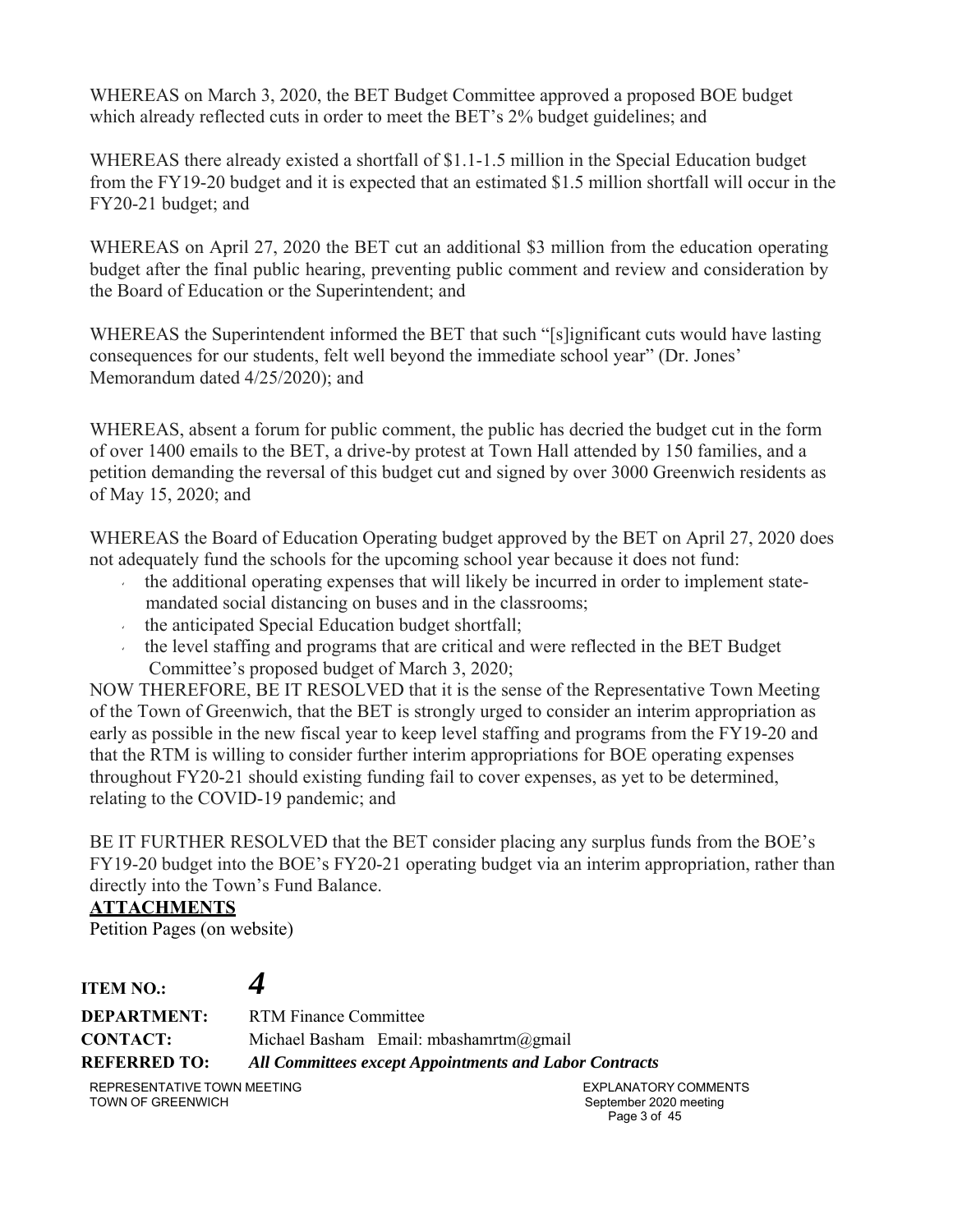WHEREAS on March 3, 2020, the BET Budget Committee approved a proposed BOE budget which already reflected cuts in order to meet the BET's 2% budget guidelines; and

WHEREAS there already existed a shortfall of $1.1-1.5 million in the Special Education budget from the FY19-20 budget and it is expected that an estimated $1.5 million shortfall will occur in the FY20-21 budget; and

WHEREAS on April 27, 2020 the BET cut an additional $3 million from the education operating budget after the final public hearing, preventing public comment and review and consideration by the Board of Education or the Superintendent; and

WHEREAS the Superintendent informed the BET that such "[s]ignificant cuts would have lasting consequences for our students, felt well beyond the immediate school year" (Dr. Jones' Memorandum dated 4/25/2020); and

WHEREAS, absent a forum for public comment, the public has decried the budget cut in the form of over 1400 emails to the BET, a drive-by protest at Town Hall attended by 150 families, and a petition demanding the reversal of this budget cut and signed by over 3000 Greenwich residents as of May 15, 2020; and

WHEREAS the Board of Education Operating budget approved by the BET on April 27, 2020 does not adequately fund the schools for the upcoming school year because it does not fund:

- the additional operating expenses that will likely be incurred in order to implement state-mandated social distancing on buses and in the classrooms;
- the anticipated Special Education budget shortfall;
- the level staffing and programs that are critical and were reflected in the BET Budget Committee's proposed budget of March 3, 2020;

NOW THEREFORE, BE IT RESOLVED that it is the sense of the Representative Town Meeting of the Town of Greenwich, that the BET is strongly urged to consider an interim appropriation as early as possible in the new fiscal year to keep level staffing and programs from the FY19-20 and that the RTM is willing to consider further interim appropriations for BOE operating expenses throughout FY20-21 should existing funding fail to cover expenses, as yet to be determined, relating to the COVID-19 pandemic; and

BE IT FURTHER RESOLVED that the BET consider placing any surplus funds from the BOE's FY19-20 budget into the BOE's FY20-21 operating budget via an interim appropriation, rather than directly into the Town's Fund Balance.

**ATTACHMENTS**

Petition Pages (on website)

**ITEM NO.:** ***4***

**DEPARTMENT:** RTM Finance Committee

**CONTACT:** Michael Basham Email: mbashamrtm@gmail

**REFERRED TO:** ***All Committees except Appointments and Labor Contracts***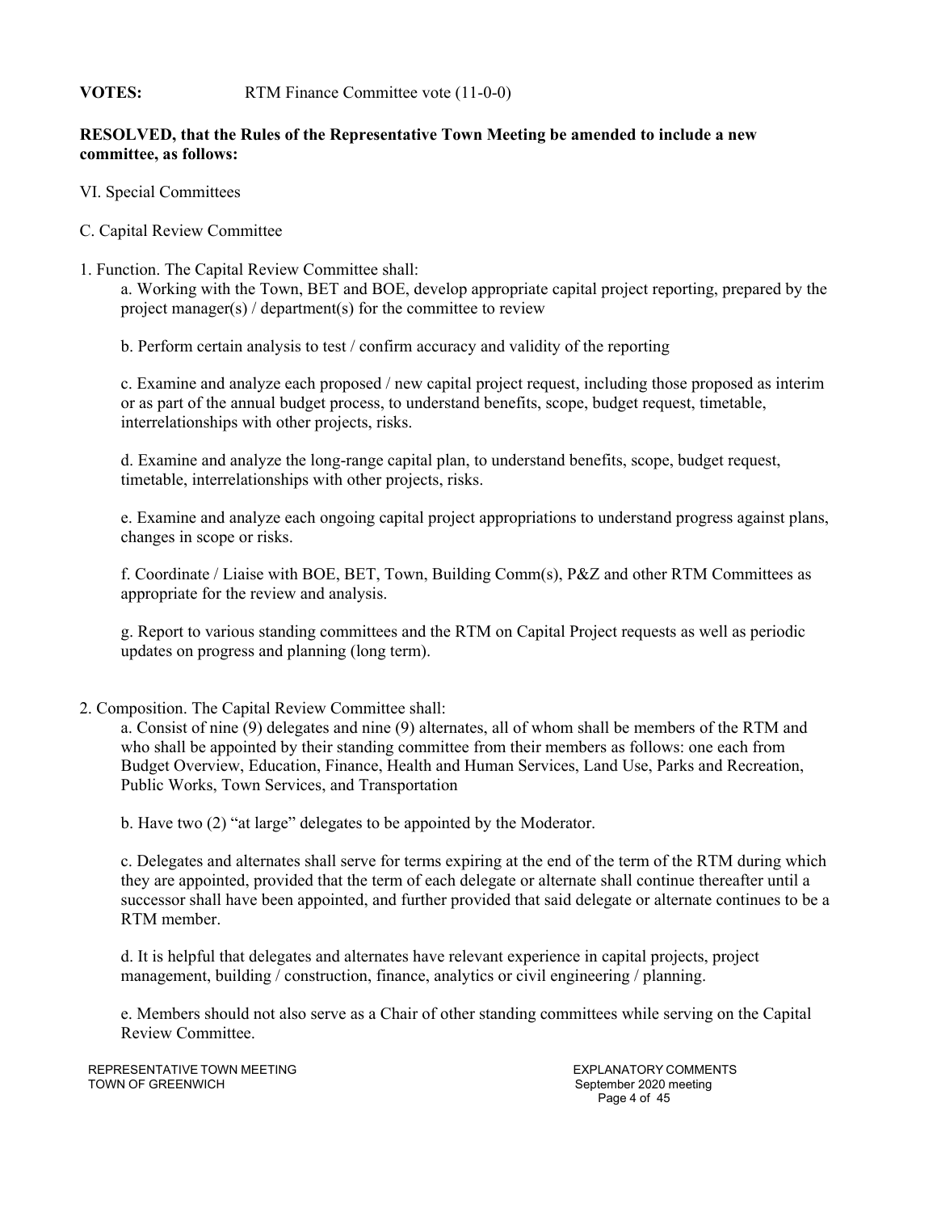**VOTES:** RTM Finance Committee vote (11-0-0)

**RESOLVED, that the Rules of the Representative Town Meeting be amended to include a new committee, as follows:**

VI. Special Committees

C. Capital Review Committee

1. Function. The Capital Review Committee shall:

   a. Working with the Town, BET and BOE, develop appropriate capital project reporting, prepared by the project manager(s) / department(s) for the committee to review

   b. Perform certain analysis to test / confirm accuracy and validity of the reporting

   c. Examine and analyze each proposed / new capital project request, including those proposed as interim or as part of the annual budget process, to understand benefits, scope, budget request, timetable, interrelationships with other projects, risks.

   d. Examine and analyze the long-range capital plan, to understand benefits, scope, budget request, timetable, interrelationships with other projects, risks.

   e. Examine and analyze each ongoing capital project appropriations to understand progress against plans, changes in scope or risks.

   f. Coordinate / Liaise with BOE, BET, Town, Building Comm(s), P&Z and other RTM Committees as appropriate for the review and analysis.

   g. Report to various standing committees and the RTM on Capital Project requests as well as periodic updates on progress and planning (long term).

2. Composition. The Capital Review Committee shall:

   a. Consist of nine (9) delegates and nine (9) alternates, all of whom shall be members of the RTM and who shall be appointed by their standing committee from their members as follows: one each from Budget Overview, Education, Finance, Health and Human Services, Land Use, Parks and Recreation, Public Works, Town Services, and Transportation

   b. Have two (2) "at large" delegates to be appointed by the Moderator.

   c. Delegates and alternates shall serve for terms expiring at the end of the term of the RTM during which they are appointed, provided that the term of each delegate or alternate shall continue thereafter until a successor shall have been appointed, and further provided that said delegate or alternate continues to be a RTM member.

   d. It is helpful that delegates and alternates have relevant experience in capital projects, project management, building / construction, finance, analytics or civil engineering / planning.

   e. Members should not also serve as a Chair of other standing committees while serving on the Capital Review Committee.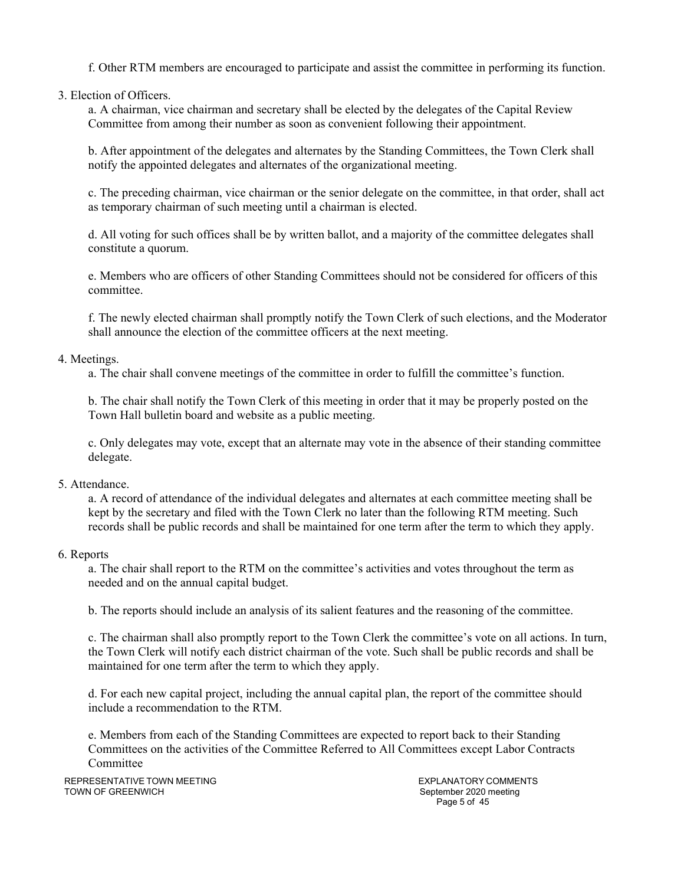f. Other RTM members are encouraged to participate and assist the committee in performing its function.

3. Election of Officers.

   a. A chairman, vice chairman and secretary shall be elected by the delegates of the Capital Review Committee from among their number as soon as convenient following their appointment.

   b. After appointment of the delegates and alternates by the Standing Committees, the Town Clerk shall notify the appointed delegates and alternates of the organizational meeting.

   c. The preceding chairman, vice chairman or the senior delegate on the committee, in that order, shall act as temporary chairman of such meeting until a chairman is elected.

   d. All voting for such offices shall be by written ballot, and a majority of the committee delegates shall constitute a quorum.

   e. Members who are officers of other Standing Committees should not be considered for officers of this committee.

   f. The newly elected chairman shall promptly notify the Town Clerk of such elections, and the Moderator shall announce the election of the committee officers at the next meeting.

4. Meetings.

   a. The chair shall convene meetings of the committee in order to fulfill the committee's function.

   b. The chair shall notify the Town Clerk of this meeting in order that it may be properly posted on the Town Hall bulletin board and website as a public meeting.

   c. Only delegates may vote, except that an alternate may vote in the absence of their standing committee delegate.

5. Attendance.

   a. A record of attendance of the individual delegates and alternates at each committee meeting shall be kept by the secretary and filed with the Town Clerk no later than the following RTM meeting. Such records shall be public records and shall be maintained for one term after the term to which they apply.

6. Reports

   a. The chair shall report to the RTM on the committee's activities and votes throughout the term as needed and on the annual capital budget.

   b. The reports should include an analysis of its salient features and the reasoning of the committee.

   c. The chairman shall also promptly report to the Town Clerk the committee's vote on all actions. In turn, the Town Clerk will notify each district chairman of the vote. Such shall be public records and shall be maintained for one term after the term to which they apply.

   d. For each new capital project, including the annual capital plan, the report of the committee should include a recommendation to the RTM.

   e. Members from each of the Standing Committees are expected to report back to their Standing Committees on the activities of the Committee Referred to All Committees except Labor Contracts Committee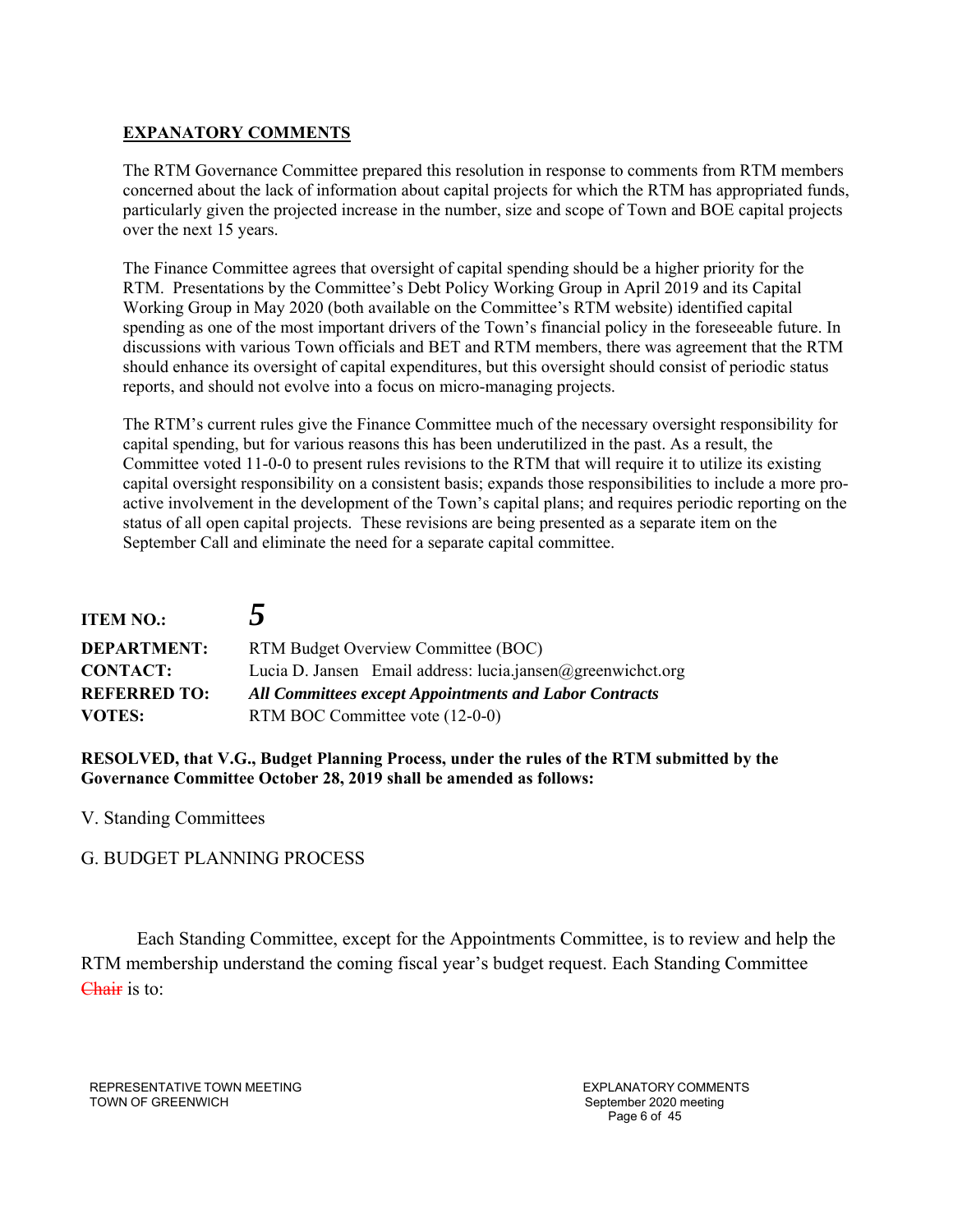## EXPANATORY COMMENTS

The RTM Governance Committee prepared this resolution in response to comments from RTM members concerned about the lack of information about capital projects for which the RTM has appropriated funds, particularly given the projected increase in the number, size and scope of Town and BOE capital projects over the next 15 years.

The Finance Committee agrees that oversight of capital spending should be a higher priority for the RTM. Presentations by the Committee's Debt Policy Working Group in April 2019 and its Capital Working Group in May 2020 (both available on the Committee's RTM website) identified capital spending as one of the most important drivers of the Town's financial policy in the foreseeable future. In discussions with various Town officials and BET and RTM members, there was agreement that the RTM should enhance its oversight of capital expenditures, but this oversight should consist of periodic status reports, and should not evolve into a focus on micro-managing projects.

The RTM's current rules give the Finance Committee much of the necessary oversight responsibility for capital spending, but for various reasons this has been underutilized in the past. As a result, the Committee voted 11-0-0 to present rules revisions to the RTM that will require it to utilize its existing capital oversight responsibility on a consistent basis; expands those responsibilities to include a more pro-active involvement in the development of the Town's capital plans; and requires periodic reporting on the status of all open capital projects. These revisions are being presented as a separate item on the September Call and eliminate the need for a separate capital committee.

**ITEM NO.:** ***5***

**DEPARTMENT:** RTM Budget Overview Committee (BOC)

**CONTACT:** Lucia D. Jansen Email address: lucia.jansen@greenwichct.org

**REFERRED TO:** ***All Committees except Appointments and Labor Contracts***

**VOTES:** RTM BOC Committee vote (12-0-0)

**RESOLVED, that V.G., Budget Planning Process, under the rules of the RTM submitted by the Governance Committee October 28, 2019 shall be amended as follows:**

V. Standing Committees

G. BUDGET PLANNING PROCESS

Each Standing Committee, except for the Appointments Committee, is to review and help the RTM membership understand the coming fiscal year's budget request. Each Standing Committee ~~Chair~~ is to: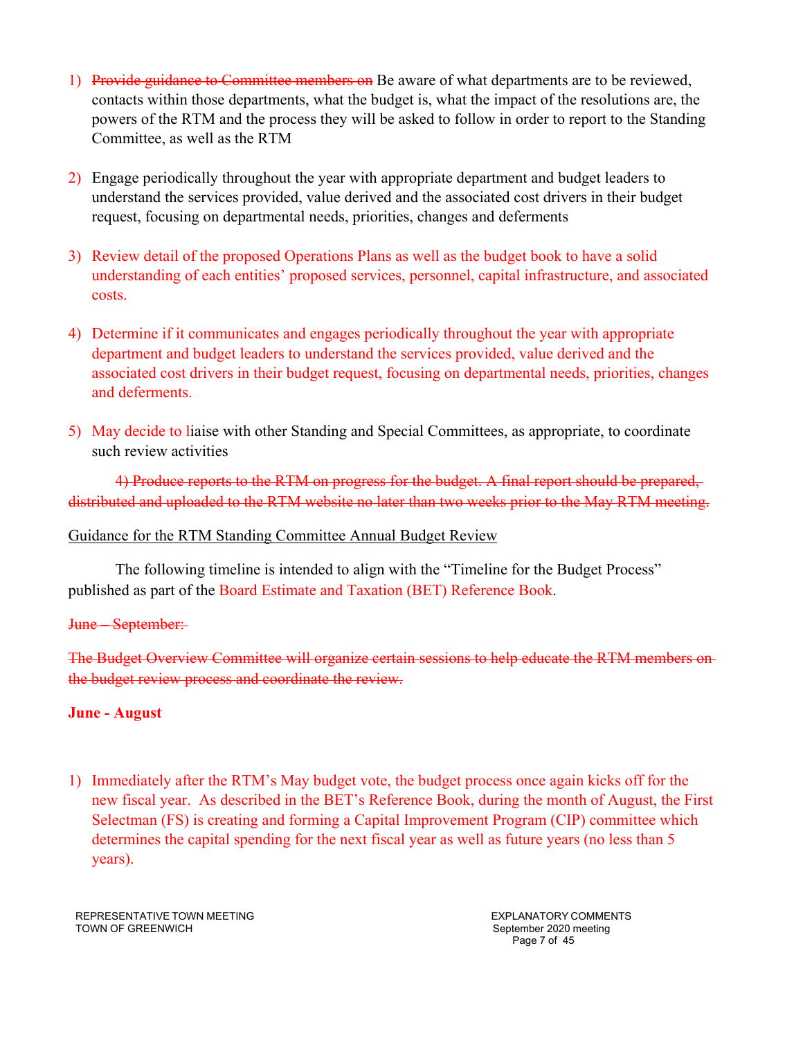1) ~~Provide guidance to Committee members on~~ Be aware of what departments are to be reviewed, contacts within those departments, what the budget is, what the impact of the resolutions are, the powers of the RTM and the process they will be asked to follow in order to report to the Standing Committee, as well as the RTM

2) Engage periodically throughout the year with appropriate department and budget leaders to understand the services provided, value derived and the associated cost drivers in their budget request, focusing on departmental needs, priorities, changes and deferments

3) Review detail of the proposed Operations Plans as well as the budget book to have a solid understanding of each entities' proposed services, personnel, capital infrastructure, and associated costs.

4) Determine if it communicates and engages periodically throughout the year with appropriate department and budget leaders to understand the services provided, value derived and the associated cost drivers in their budget request, focusing on departmental needs, priorities, changes and deferments.

5) May decide to liaise with other Standing and Special Committees, as appropriate, to coordinate such review activities

~~4) Produce reports to the RTM on progress for the budget. A final report should be prepared, distributed and uploaded to the RTM website no later than two weeks prior to the May RTM meeting.~~

<u>Guidance for the RTM Standing Committee Annual Budget Review</u>

The following timeline is intended to align with the "Timeline for the Budget Process" published as part of the Board Estimate and Taxation (BET) Reference Book.

~~June – September:~~

~~The Budget Overview Committee will organize certain sessions to help educate the RTM members on the budget review process and coordinate the review.~~

**June - August**

1) Immediately after the RTM's May budget vote, the budget process once again kicks off for the new fiscal year. As described in the BET's Reference Book, during the month of August, the First Selectman (FS) is creating and forming a Capital Improvement Program (CIP) committee which determines the capital spending for the next fiscal year as well as future years (no less than 5 years).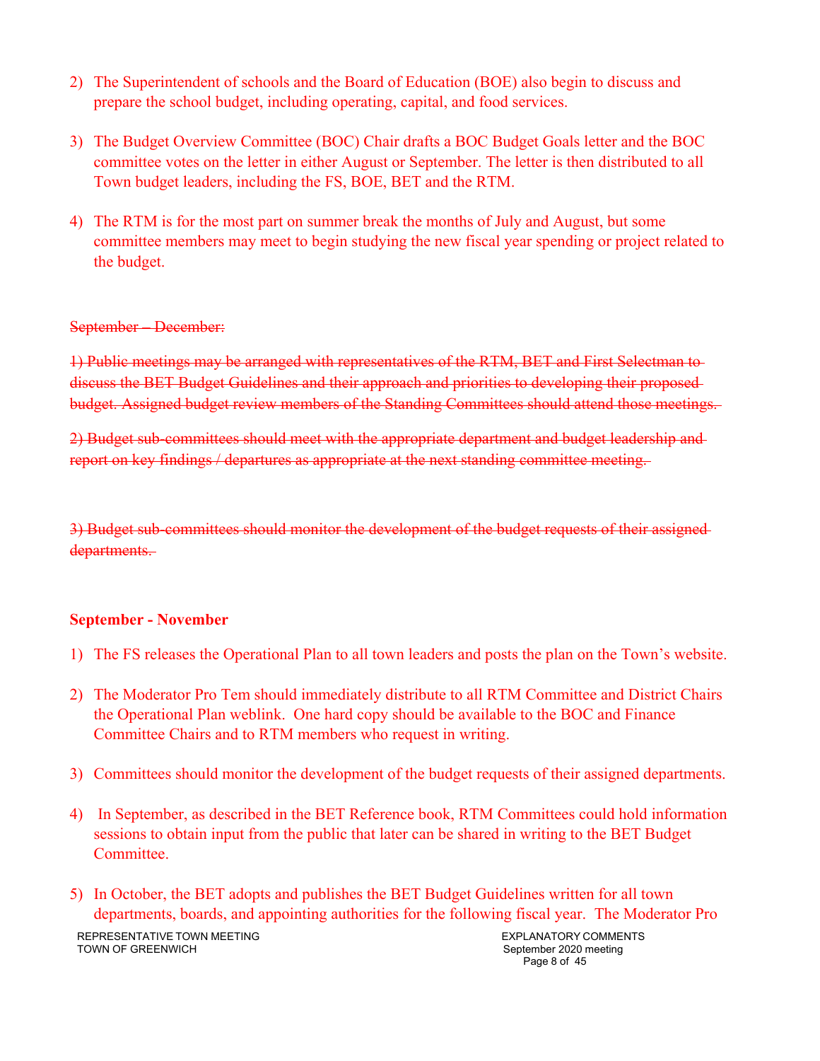2) The Superintendent of schools and the Board of Education (BOE) also begin to discuss and prepare the school budget, including operating, capital, and food services.

3) The Budget Overview Committee (BOC) Chair drafts a BOC Budget Goals letter and the BOC committee votes on the letter in either August or September. The letter is then distributed to all Town budget leaders, including the FS, BOE, BET and the RTM.

4) The RTM is for the most part on summer break the months of July and August, but some committee members may meet to begin studying the new fiscal year spending or project related to the budget.

~~September – December:~~

~~1) Public meetings may be arranged with representatives of the RTM, BET and First Selectman to discuss the BET Budget Guidelines and their approach and priorities to developing their proposed budget. Assigned budget review members of the Standing Committees should attend those meetings.~~

~~2) Budget sub-committees should meet with the appropriate department and budget leadership and report on key findings / departures as appropriate at the next standing committee meeting.~~

~~3) Budget sub-committees should monitor the development of the budget requests of their assigned departments.~~

**September - November**

1) The FS releases the Operational Plan to all town leaders and posts the plan on the Town's website.

2) The Moderator Pro Tem should immediately distribute to all RTM Committee and District Chairs the Operational Plan weblink. One hard copy should be available to the BOC and Finance Committee Chairs and to RTM members who request in writing.

3) Committees should monitor the development of the budget requests of their assigned departments.

4) In September, as described in the BET Reference book, RTM Committees could hold information sessions to obtain input from the public that later can be shared in writing to the BET Budget Committee.

5) In October, the BET adopts and publishes the BET Budget Guidelines written for all town departments, boards, and appointing authorities for the following fiscal year. The Moderator Pro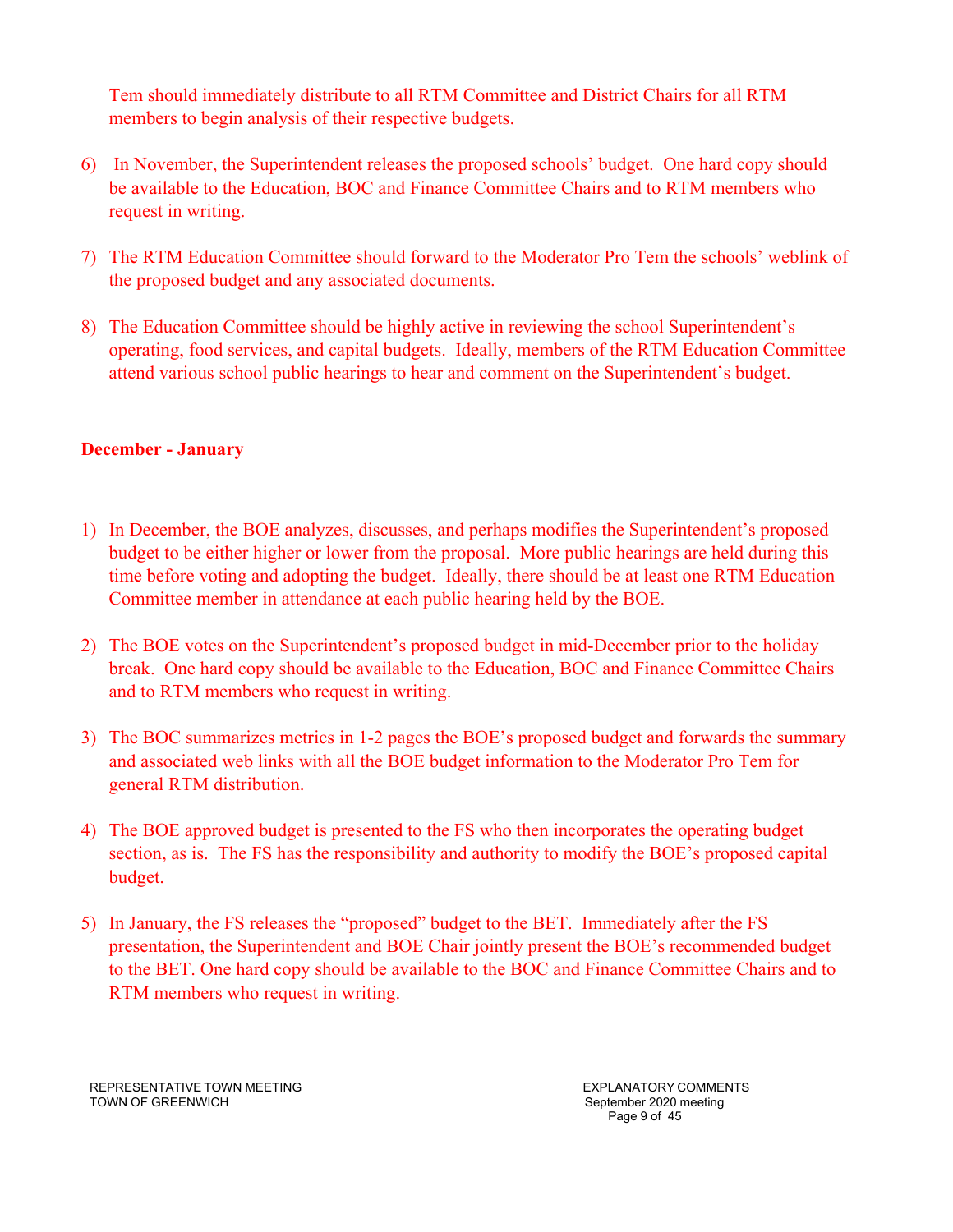Tem should immediately distribute to all RTM Committee and District Chairs for all RTM members to begin analysis of their respective budgets.

6) In November, the Superintendent releases the proposed schools' budget. One hard copy should be available to the Education, BOC and Finance Committee Chairs and to RTM members who request in writing.

7) The RTM Education Committee should forward to the Moderator Pro Tem the schools' weblink of the proposed budget and any associated documents.

8) The Education Committee should be highly active in reviewing the school Superintendent's operating, food services, and capital budgets. Ideally, members of the RTM Education Committee attend various school public hearings to hear and comment on the Superintendent's budget.

**December - January**

1) In December, the BOE analyzes, discusses, and perhaps modifies the Superintendent's proposed budget to be either higher or lower from the proposal. More public hearings are held during this time before voting and adopting the budget. Ideally, there should be at least one RTM Education Committee member in attendance at each public hearing held by the BOE.

2) The BOE votes on the Superintendent's proposed budget in mid-December prior to the holiday break. One hard copy should be available to the Education, BOC and Finance Committee Chairs and to RTM members who request in writing.

3) The BOC summarizes metrics in 1-2 pages the BOE's proposed budget and forwards the summary and associated web links with all the BOE budget information to the Moderator Pro Tem for general RTM distribution.

4) The BOE approved budget is presented to the FS who then incorporates the operating budget section, as is. The FS has the responsibility and authority to modify the BOE's proposed capital budget.

5) In January, the FS releases the "proposed" budget to the BET. Immediately after the FS presentation, the Superintendent and BOE Chair jointly present the BOE's recommended budget to the BET. One hard copy should be available to the BOC and Finance Committee Chairs and to RTM members who request in writing.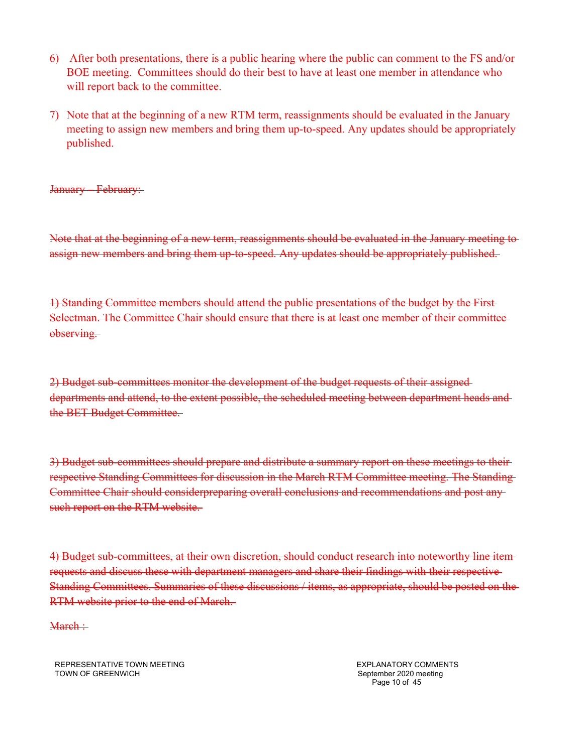6) After both presentations, there is a public hearing where the public can comment to the FS and/or BOE meeting. Committees should do their best to have at least one member in attendance who will report back to the committee.

7) Note that at the beginning of a new RTM term, reassignments should be evaluated in the January meeting to assign new members and bring them up-to-speed. Any updates should be appropriately published.

~~January – February:~~

~~Note that at the beginning of a new term, reassignments should be evaluated in the January meeting to assign new members and bring them up-to-speed. Any updates should be appropriately published.~~

~~1) Standing Committee members should attend the public presentations of the budget by the First Selectman. The Committee Chair should ensure that there is at least one member of their committee observing.~~

~~2) Budget sub-committees monitor the development of the budget requests of their assigned departments and attend, to the extent possible, the scheduled meeting between department heads and the BET Budget Committee.~~

~~3) Budget sub-committees should prepare and distribute a summary report on these meetings to their respective Standing Committees for discussion in the March RTM Committee meeting. The Standing Committee Chair should considerpreparing overall conclusions and recommendations and post any such report on the RTM website.~~

~~4) Budget sub-committees, at their own discretion, should conduct research into noteworthy line item requests and discuss these with department managers and share their findings with their respective Standing Committees. Summaries of these discussions / items, as appropriate, should be posted on the RTM website prior to the end of March.~~

~~March :~~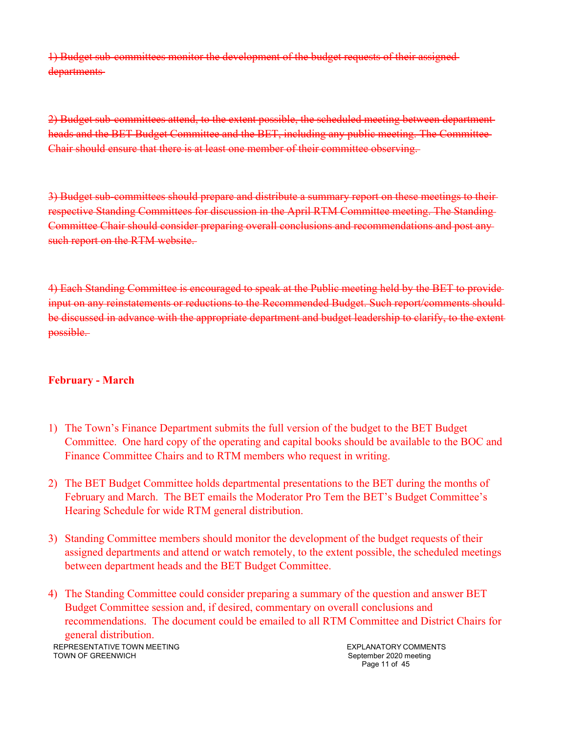~~1) Budget sub-committees monitor the development of the budget requests of their assigned departments~~

~~2) Budget sub-committees attend, to the extent possible, the scheduled meeting between department heads and the BET Budget Committee and the BET, including any public meeting. The Committee Chair should ensure that there is at least one member of their committee observing.~~

~~3) Budget sub-committees should prepare and distribute a summary report on these meetings to their respective Standing Committees for discussion in the April RTM Committee meeting. The Standing Committee Chair should consider preparing overall conclusions and recommendations and post any such report on the RTM website.~~

~~4) Each Standing Committee is encouraged to speak at the Public meeting held by the BET to provide input on any reinstatements or reductions to the Recommended Budget. Such report/comments should be discussed in advance with the appropriate department and budget leadership to clarify, to the extent possible.~~

**February - March**

1) The Town's Finance Department submits the full version of the budget to the BET Budget Committee. One hard copy of the operating and capital books should be available to the BOC and Finance Committee Chairs and to RTM members who request in writing.

2) The BET Budget Committee holds departmental presentations to the BET during the months of February and March. The BET emails the Moderator Pro Tem the BET's Budget Committee's Hearing Schedule for wide RTM general distribution.

3) Standing Committee members should monitor the development of the budget requests of their assigned departments and attend or watch remotely, to the extent possible, the scheduled meetings between department heads and the BET Budget Committee.

4) The Standing Committee could consider preparing a summary of the question and answer BET Budget Committee session and, if desired, commentary on overall conclusions and recommendations. The document could be emailed to all RTM Committee and District Chairs for general distribution.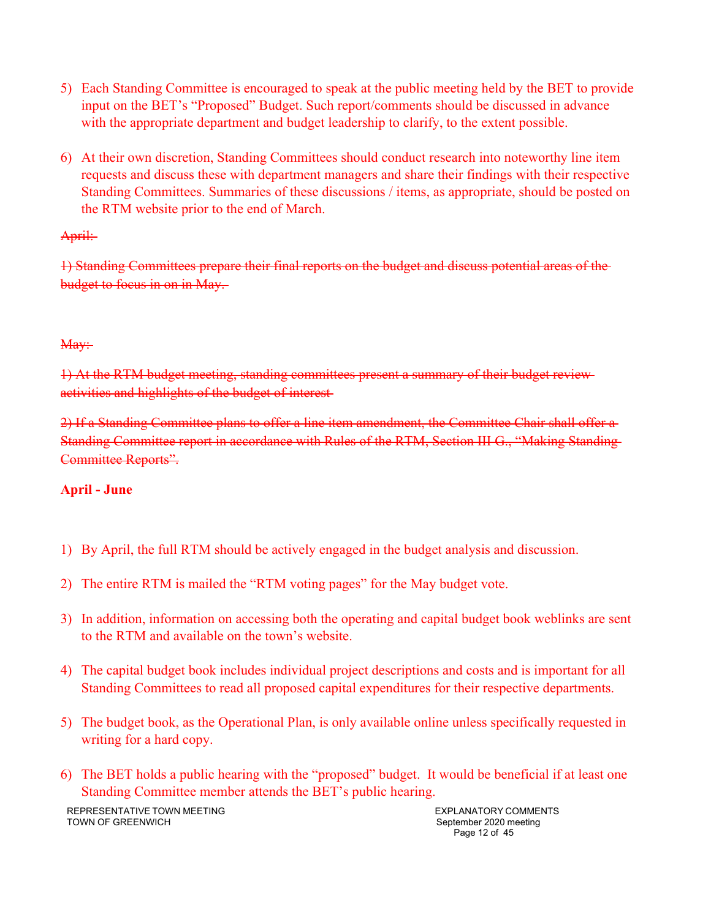5) Each Standing Committee is encouraged to speak at the public meeting held by the BET to provide input on the BET's "Proposed" Budget. Such report/comments should be discussed in advance with the appropriate department and budget leadership to clarify, to the extent possible.

6) At their own discretion, Standing Committees should conduct research into noteworthy line item requests and discuss these with department managers and share their findings with their respective Standing Committees. Summaries of these discussions / items, as appropriate, should be posted on the RTM website prior to the end of March.

~~April:~~

~~1) Standing Committees prepare their final reports on the budget and discuss potential areas of the budget to focus in on in May.~~

~~May:~~

~~1) At the RTM budget meeting, standing committees present a summary of their budget review activities and highlights of the budget of interest~~

~~2) If a Standing Committee plans to offer a line item amendment, the Committee Chair shall offer a Standing Committee report in accordance with Rules of the RTM, Section III G., "Making Standing Committee Reports".~~

**April - June**

1) By April, the full RTM should be actively engaged in the budget analysis and discussion.

2) The entire RTM is mailed the "RTM voting pages" for the May budget vote.

3) In addition, information on accessing both the operating and capital budget book weblinks are sent to the RTM and available on the town's website.

4) The capital budget book includes individual project descriptions and costs and is important for all Standing Committees to read all proposed capital expenditures for their respective departments.

5) The budget book, as the Operational Plan, is only available online unless specifically requested in writing for a hard copy.

6) The BET holds a public hearing with the "proposed" budget. It would be beneficial if at least one Standing Committee member attends the BET's public hearing.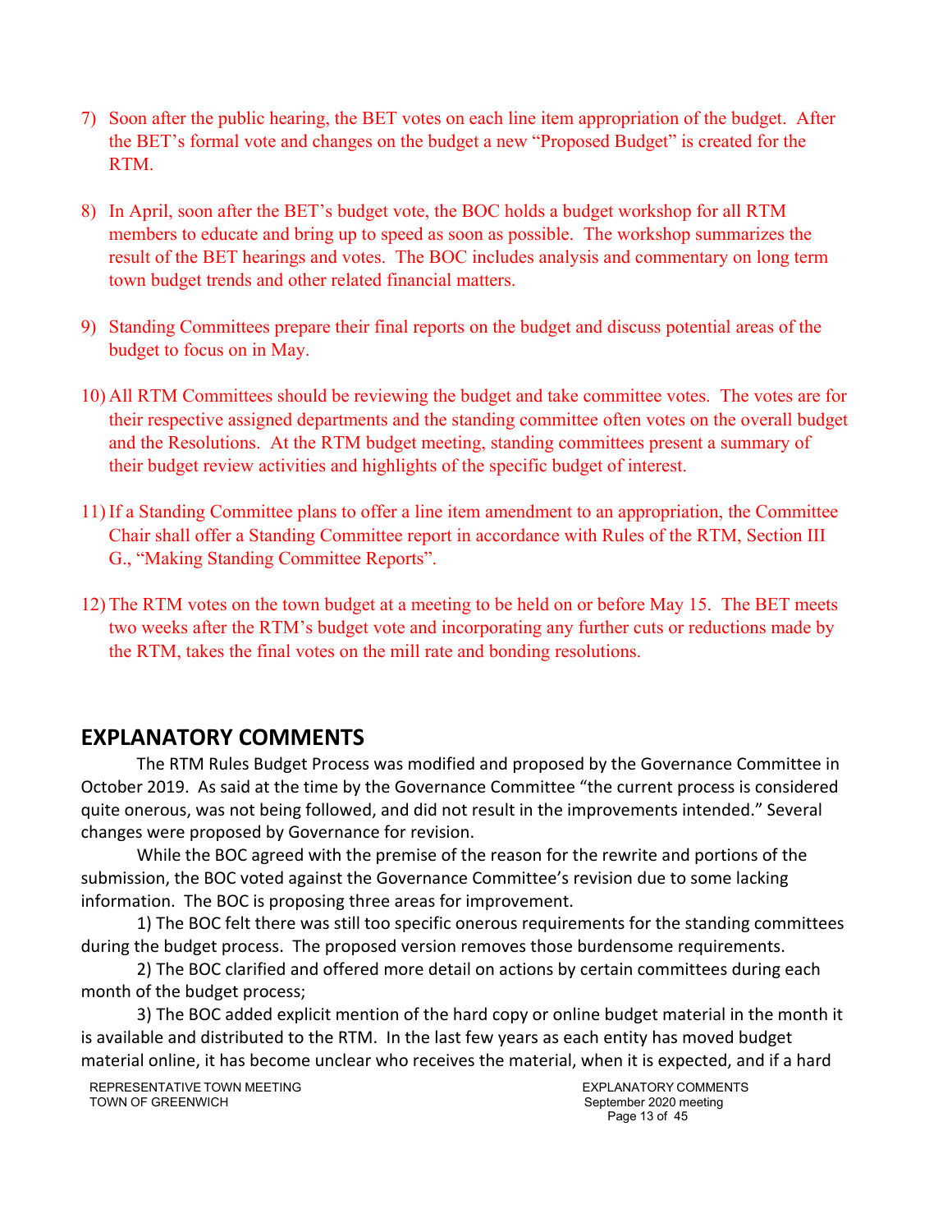7) Soon after the public hearing, the BET votes on each line item appropriation of the budget. After the BET's formal vote and changes on the budget a new "Proposed Budget" is created for the RTM.

8) In April, soon after the BET's budget vote, the BOC holds a budget workshop for all RTM members to educate and bring up to speed as soon as possible. The workshop summarizes the result of the BET hearings and votes. The BOC includes analysis and commentary on long term town budget trends and other related financial matters.

9) Standing Committees prepare their final reports on the budget and discuss potential areas of the budget to focus on in May.

10) All RTM Committees should be reviewing the budget and take committee votes. The votes are for their respective assigned departments and the standing committee often votes on the overall budget and the Resolutions. At the RTM budget meeting, standing committees present a summary of their budget review activities and highlights of the specific budget of interest.

11) If a Standing Committee plans to offer a line item amendment to an appropriation, the Committee Chair shall offer a Standing Committee report in accordance with Rules of the RTM, Section III G., "Making Standing Committee Reports".

12) The RTM votes on the town budget at a meeting to be held on or before May 15. The BET meets two weeks after the RTM's budget vote and incorporating any further cuts or reductions made by the RTM, takes the final votes on the mill rate and bonding resolutions.

## EXPLANATORY COMMENTS

The RTM Rules Budget Process was modified and proposed by the Governance Committee in October 2019. As said at the time by the Governance Committee "the current process is considered quite onerous, was not being followed, and did not result in the improvements intended." Several changes were proposed by Governance for revision.

While the BOC agreed with the premise of the reason for the rewrite and portions of the submission, the BOC voted against the Governance Committee's revision due to some lacking information. The BOC is proposing three areas for improvement.

1) The BOC felt there was still too specific onerous requirements for the standing committees during the budget process. The proposed version removes those burdensome requirements.

2) The BOC clarified and offered more detail on actions by certain committees during each month of the budget process;

3) The BOC added explicit mention of the hard copy or online budget material in the month it is available and distributed to the RTM. In the last few years as each entity has moved budget material online, it has become unclear who receives the material, when it is expected, and if a hard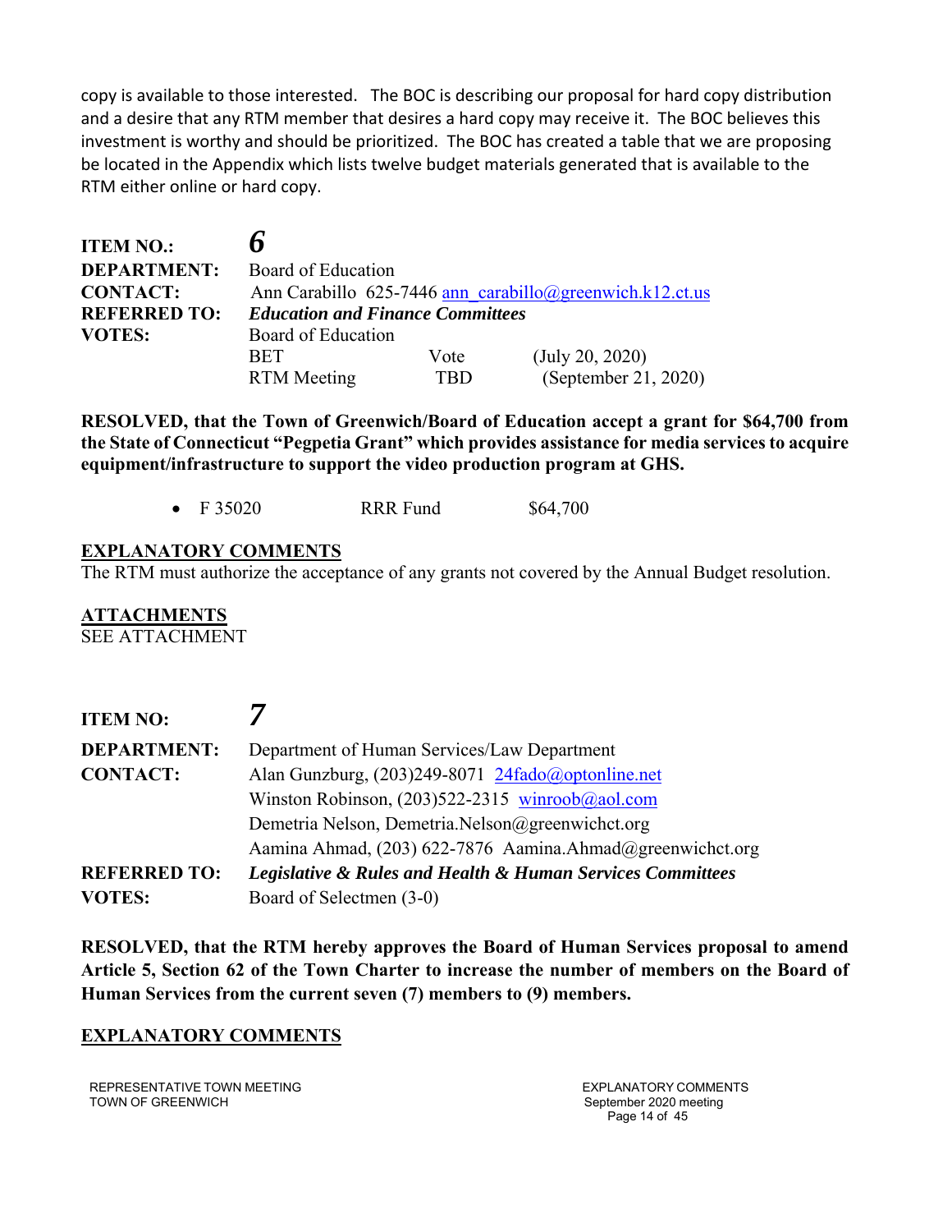copy is available to those interested. The BOC is describing our proposal for hard copy distribution and a desire that any RTM member that desires a hard copy may receive it. The BOC believes this investment is worthy and should be prioritized. The BOC has created a table that we are proposing be located in the Appendix which lists twelve budget materials generated that is available to the RTM either online or hard copy.

| | | | |
|---|---|---|---|
| **ITEM NO.:** | ***6*** | | |
| **DEPARTMENT:** | Board of Education | | |
| **CONTACT:** | Ann Carabillo 625-7446 ann_carabillo@greenwich.k12.ct.us | | |
| **REFERRED TO:** | ***Education and Finance Committees*** | | |
| **VOTES:** | Board of Education | | |
| | BET | Vote | (July 20, 2020) |
| | RTM Meeting | TBD | (September 21, 2020) |

**RESOLVED, that the Town of Greenwich/Board of Education accept a grant for $64,700 from the State of Connecticut "Pegpetia Grant" which provides assistance for media services to acquire equipment/infrastructure to support the video production program at GHS.**

- F 35020 RRR Fund $64,700

**EXPLANATORY COMMENTS**

The RTM must authorize the acceptance of any grants not covered by the Annual Budget resolution.

**ATTACHMENTS**

SEE ATTACHMENT

| | |
|---|---|
| **ITEM NO:** | ***7*** |
| **DEPARTMENT:** | Department of Human Services/Law Department |
| **CONTACT:** | Alan Gunzburg, (203)249-8071 24fado@optonline.net |
| | Winston Robinson, (203)522-2315 winroob@aol.com |
| | Demetria Nelson, Demetria.Nelson@greenwichct.org |
| | Aamina Ahmad, (203) 622-7876 Aamina.Ahmad@greenwichct.org |
| **REFERRED TO:** | ***Legislative & Rules and Health & Human Services Committees*** |
| **VOTES:** | Board of Selectmen (3-0) |

**RESOLVED, that the RTM hereby approves the Board of Human Services proposal to amend Article 5, Section 62 of the Town Charter to increase the number of members on the Board of Human Services from the current seven (7) members to (9) members.**

**EXPLANATORY COMMENTS**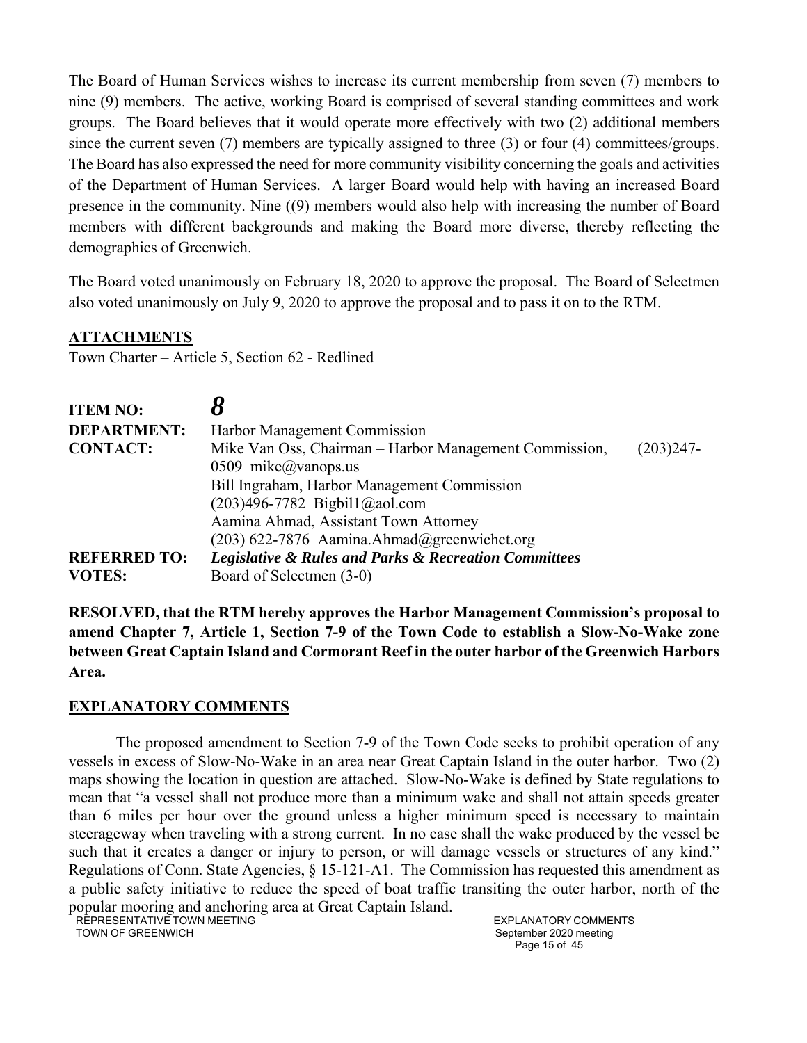The Board of Human Services wishes to increase its current membership from seven (7) members to nine (9) members. The active, working Board is comprised of several standing committees and work groups. The Board believes that it would operate more effectively with two (2) additional members since the current seven (7) members are typically assigned to three (3) or four (4) committees/groups. The Board has also expressed the need for more community visibility concerning the goals and activities of the Department of Human Services. A larger Board would help with having an increased Board presence in the community. Nine ((9) members would also help with increasing the number of Board members with different backgrounds and making the Board more diverse, thereby reflecting the demographics of Greenwich.

The Board voted unanimously on February 18, 2020 to approve the proposal. The Board of Selectmen also voted unanimously on July 9, 2020 to approve the proposal and to pass it on to the RTM.

**ATTACHMENTS**

Town Charter – Article 5, Section 62 - Redlined

| | |
|---|---|
| **ITEM NO:** | ***8*** |
| **DEPARTMENT:** | Harbor Management Commission |
| **CONTACT:** | Mike Van Oss, Chairman – Harbor Management Commission, (203)247-0509 mike@vanops.us<br>Bill Ingraham, Harbor Management Commission<br>(203)496-7782 Bigbil1@aol.com<br>Aamina Ahmad, Assistant Town Attorney<br>(203) 622-7876 Aamina.Ahmad@greenwichct.org |
| **REFERRED TO:** | ***Legislative & Rules and Parks & Recreation Committees*** |
| **VOTES:** | Board of Selectmen (3-0) |

**RESOLVED, that the RTM hereby approves the Harbor Management Commission's proposal to amend Chapter 7, Article 1, Section 7-9 of the Town Code to establish a Slow-No-Wake zone between Great Captain Island and Cormorant Reef in the outer harbor of the Greenwich Harbors Area.**

**EXPLANATORY COMMENTS**

The proposed amendment to Section 7-9 of the Town Code seeks to prohibit operation of any vessels in excess of Slow-No-Wake in an area near Great Captain Island in the outer harbor. Two (2) maps showing the location in question are attached. Slow-No-Wake is defined by State regulations to mean that "a vessel shall not produce more than a minimum wake and shall not attain speeds greater than 6 miles per hour over the ground unless a higher minimum speed is necessary to maintain steerageway when traveling with a strong current. In no case shall the wake produced by the vessel be such that it creates a danger or injury to person, or will damage vessels or structures of any kind." Regulations of Conn. State Agencies, § 15-121-A1. The Commission has requested this amendment as a public safety initiative to reduce the speed of boat traffic transiting the outer harbor, north of the popular mooring and anchoring area at Great Captain Island.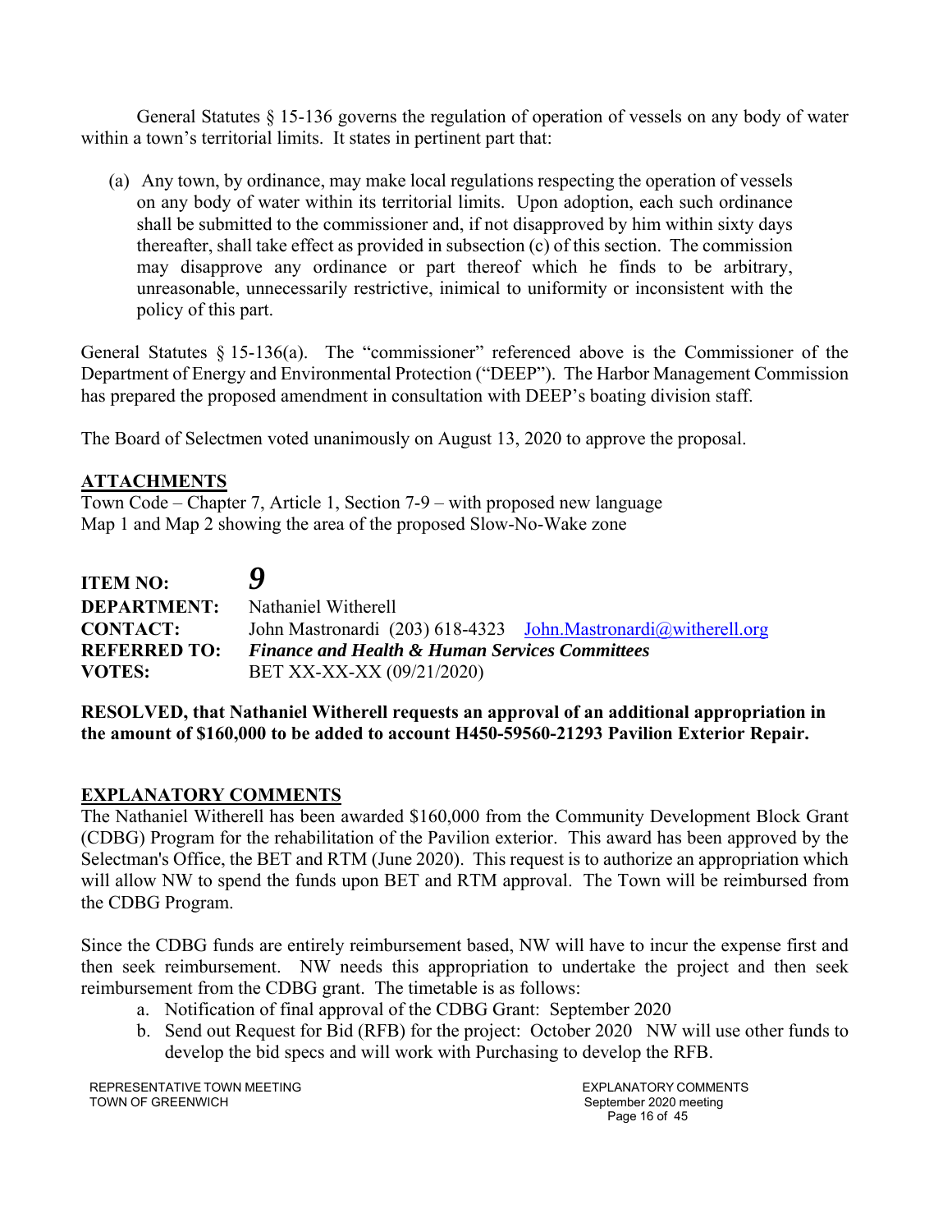General Statutes § 15-136 governs the regulation of operation of vessels on any body of water within a town's territorial limits. It states in pertinent part that:

(a) Any town, by ordinance, may make local regulations respecting the operation of vessels on any body of water within its territorial limits. Upon adoption, each such ordinance shall be submitted to the commissioner and, if not disapproved by him within sixty days thereafter, shall take effect as provided in subsection (c) of this section. The commission may disapprove any ordinance or part thereof which he finds to be arbitrary, unreasonable, unnecessarily restrictive, inimical to uniformity or inconsistent with the policy of this part.

General Statutes § 15-136(a). The "commissioner" referenced above is the Commissioner of the Department of Energy and Environmental Protection ("DEEP"). The Harbor Management Commission has prepared the proposed amendment in consultation with DEEP's boating division staff.

The Board of Selectmen voted unanimously on August 13, 2020 to approve the proposal.

**ATTACHMENTS**

Town Code – Chapter 7, Article 1, Section 7-9 – with proposed new language
Map 1 and Map 2 showing the area of the proposed Slow-No-Wake zone

**ITEM NO:** ***9***
**DEPARTMENT:** Nathaniel Witherell
**CONTACT:** John Mastronardi (203) 618-4323 John.Mastronardi@witherell.org
**REFERRED TO:** ***Finance and Health & Human Services Committees***
**VOTES:** BET XX-XX-XX (09/21/2020)

**RESOLVED, that Nathaniel Witherell requests an approval of an additional appropriation in the amount of $160,000 to be added to account H450-59560-21293 Pavilion Exterior Repair.**

**EXPLANATORY COMMENTS**

The Nathaniel Witherell has been awarded $160,000 from the Community Development Block Grant (CDBG) Program for the rehabilitation of the Pavilion exterior. This award has been approved by the Selectman's Office, the BET and RTM (June 2020). This request is to authorize an appropriation which will allow NW to spend the funds upon BET and RTM approval. The Town will be reimbursed from the CDBG Program.

Since the CDBG funds are entirely reimbursement based, NW will have to incur the expense first and then seek reimbursement. NW needs this appropriation to undertake the project and then seek reimbursement from the CDBG grant. The timetable is as follows:

a. Notification of final approval of the CDBG Grant: September 2020
b. Send out Request for Bid (RFB) for the project: October 2020 NW will use other funds to develop the bid specs and will work with Purchasing to develop the RFB.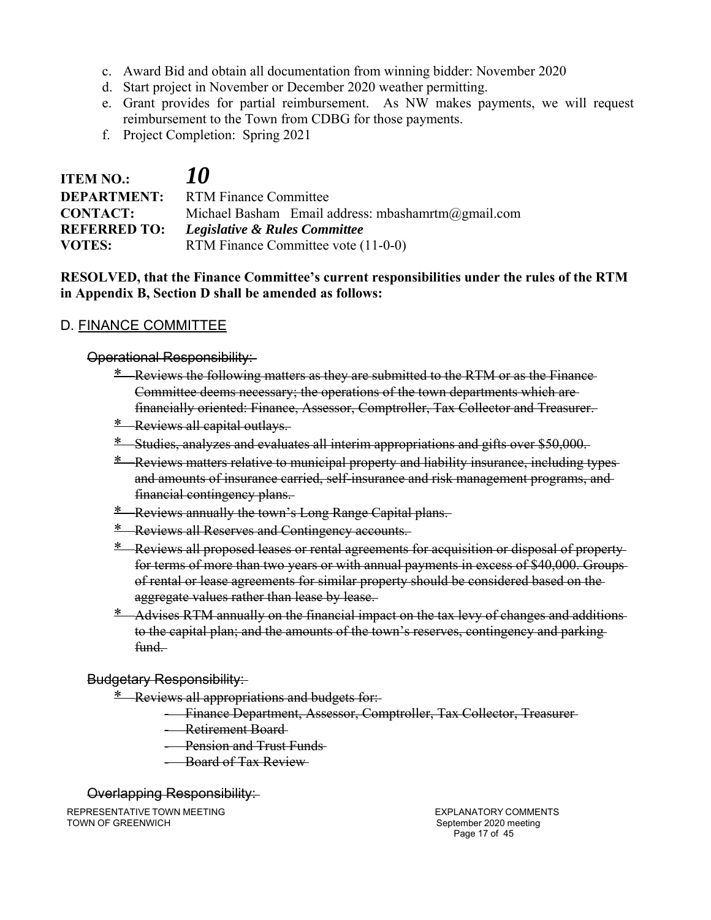c. Award Bid and obtain all documentation from winning bidder: November 2020
d. Start project in November or December 2020 weather permitting.
e. Grant provides for partial reimbursement. As NW makes payments, we will request reimbursement to the Town from CDBG for those payments.
f. Project Completion: Spring 2021

**ITEM NO.:** ***10***
**DEPARTMENT:** RTM Finance Committee
**CONTACT:** Michael Basham Email address: mbashamrtm@gmail.com
**REFERRED TO:** ***Legislative & Rules Committee***
**VOTES:** RTM Finance Committee vote (11-0-0)

**RESOLVED, that the Finance Committee's current responsibilities under the rules of the RTM in Appendix B, Section D shall be amended as follows:**

D. <u>FINANCE COMMITTEE</u>

~~Operational Responsibility:~~

- ~~Reviews the following matters as they are submitted to the RTM or as the Finance Committee deems necessary; the operations of the town departments which are financially oriented: Finance, Assessor, Comptroller, Tax Collector and Treasurer.~~
- ~~Reviews all capital outlays.~~
- ~~Studies, analyzes and evaluates all interim appropriations and gifts over $50,000.~~
- ~~Reviews matters relative to municipal property and liability insurance, including types and amounts of insurance carried, self-insurance and risk management programs, and financial contingency plans.~~
- ~~Reviews annually the town's Long Range Capital plans.~~
- ~~Reviews all Reserves and Contingency accounts.~~
- ~~Reviews all proposed leases or rental agreements for acquisition or disposal of property for terms of more than two years or with annual payments in excess of $40,000. Groups of rental or lease agreements for similar property should be considered based on the aggregate values rather than lease by lease.~~
- ~~Advises RTM annually on the financial impact on the tax levy of changes and additions to the capital plan; and the amounts of the town's reserves, contingency and parking fund.~~

~~Budgetary Responsibility:~~

- ~~Reviews all appropriations and budgets for:~~
  - ~~Finance Department, Assessor, Comptroller, Tax Collector, Treasurer~~
  - ~~Retirement Board~~
  - ~~Pension and Trust Funds~~
  - ~~Board of Tax Review~~

~~Overlapping Responsibility:~~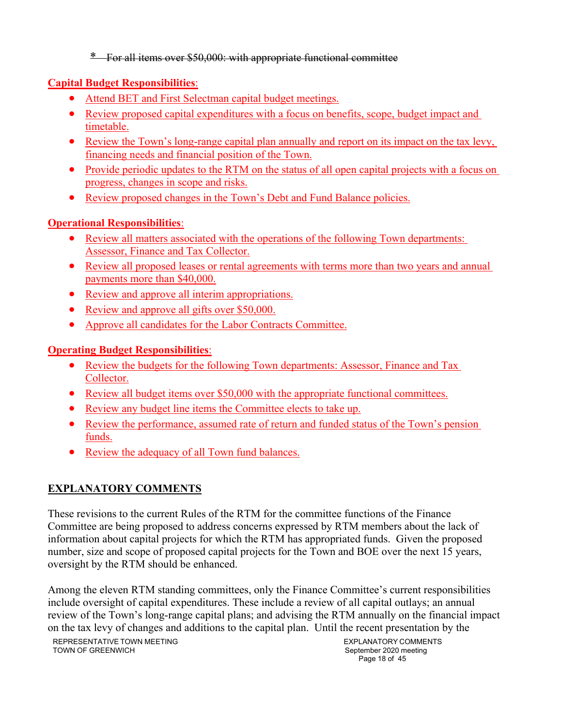~~* For all items over $50,000: with appropriate functional committee~~

**Capital Budget Responsibilities**:

- Attend BET and First Selectman capital budget meetings.
- Review proposed capital expenditures with a focus on benefits, scope, budget impact and timetable.
- Review the Town's long-range capital plan annually and report on its impact on the tax levy, financing needs and financial position of the Town.
- Provide periodic updates to the RTM on the status of all open capital projects with a focus on progress, changes in scope and risks.
- Review proposed changes in the Town's Debt and Fund Balance policies.

**Operational Responsibilities**:

- Review all matters associated with the operations of the following Town departments: Assessor, Finance and Tax Collector.
- Review all proposed leases or rental agreements with terms more than two years and annual payments more than $40,000.
- Review and approve all interim appropriations.
- Review and approve all gifts over $50,000.
- Approve all candidates for the Labor Contracts Committee.

**Operating Budget Responsibilities**:

- Review the budgets for the following Town departments: Assessor, Finance and Tax Collector.
- Review all budget items over $50,000 with the appropriate functional committees.
- Review any budget line items the Committee elects to take up.
- Review the performance, assumed rate of return and funded status of the Town's pension funds.
- Review the adequacy of all Town fund balances.

## EXPLANATORY COMMENTS

These revisions to the current Rules of the RTM for the committee functions of the Finance Committee are being proposed to address concerns expressed by RTM members about the lack of information about capital projects for which the RTM has appropriated funds. Given the proposed number, size and scope of proposed capital projects for the Town and BOE over the next 15 years, oversight by the RTM should be enhanced.

Among the eleven RTM standing committees, only the Finance Committee's current responsibilities include oversight of capital expenditures. These include a review of all capital outlays; an annual review of the Town's long-range capital plans; and advising the RTM annually on the financial impact on the tax levy of changes and additions to the capital plan. Until the recent presentation by the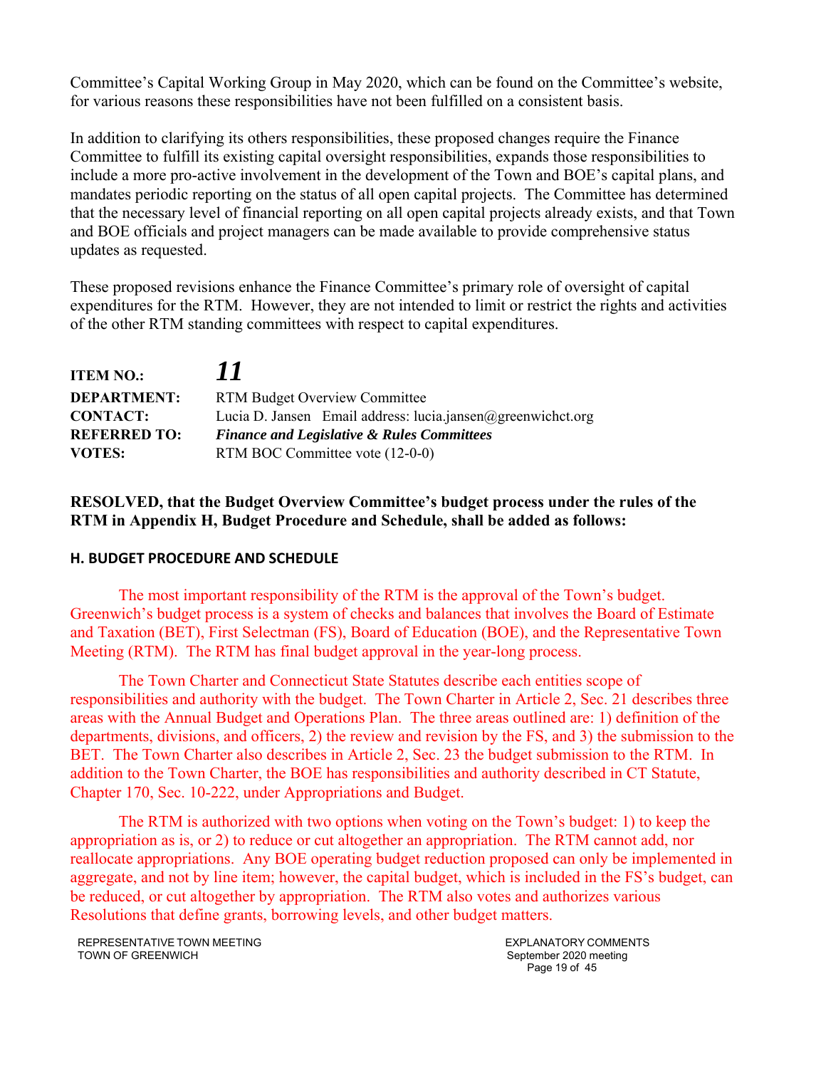Committee's Capital Working Group in May 2020, which can be found on the Committee's website, for various reasons these responsibilities have not been fulfilled on a consistent basis.

In addition to clarifying its others responsibilities, these proposed changes require the Finance Committee to fulfill its existing capital oversight responsibilities, expands those responsibilities to include a more pro-active involvement in the development of the Town and BOE's capital plans, and mandates periodic reporting on the status of all open capital projects. The Committee has determined that the necessary level of financial reporting on all open capital projects already exists, and that Town and BOE officials and project managers can be made available to provide comprehensive status updates as requested.

These proposed revisions enhance the Finance Committee's primary role of oversight of capital expenditures for the RTM. However, they are not intended to limit or restrict the rights and activities of the other RTM standing committees with respect to capital expenditures.

**ITEM NO.:** ***11***
**DEPARTMENT:** RTM Budget Overview Committee
**CONTACT:** Lucia D. Jansen Email address: lucia.jansen@greenwichct.org
**REFERRED TO:** ***Finance and Legislative & Rules Committees***
**VOTES:** RTM BOC Committee vote (12-0-0)

**RESOLVED, that the Budget Overview Committee's budget process under the rules of the RTM in Appendix H, Budget Procedure and Schedule, shall be added as follows:**

**H. BUDGET PROCEDURE AND SCHEDULE**

The most important responsibility of the RTM is the approval of the Town's budget. Greenwich's budget process is a system of checks and balances that involves the Board of Estimate and Taxation (BET), First Selectman (FS), Board of Education (BOE), and the Representative Town Meeting (RTM). The RTM has final budget approval in the year-long process.

The Town Charter and Connecticut State Statutes describe each entities scope of responsibilities and authority with the budget. The Town Charter in Article 2, Sec. 21 describes three areas with the Annual Budget and Operations Plan. The three areas outlined are: 1) definition of the departments, divisions, and officers, 2) the review and revision by the FS, and 3) the submission to the BET. The Town Charter also describes in Article 2, Sec. 23 the budget submission to the RTM. In addition to the Town Charter, the BOE has responsibilities and authority described in CT Statute, Chapter 170, Sec. 10-222, under Appropriations and Budget.

The RTM is authorized with two options when voting on the Town's budget: 1) to keep the appropriation as is, or 2) to reduce or cut altogether an appropriation. The RTM cannot add, nor reallocate appropriations. Any BOE operating budget reduction proposed can only be implemented in aggregate, and not by line item; however, the capital budget, which is included in the FS's budget, can be reduced, or cut altogether by appropriation. The RTM also votes and authorizes various Resolutions that define grants, borrowing levels, and other budget matters.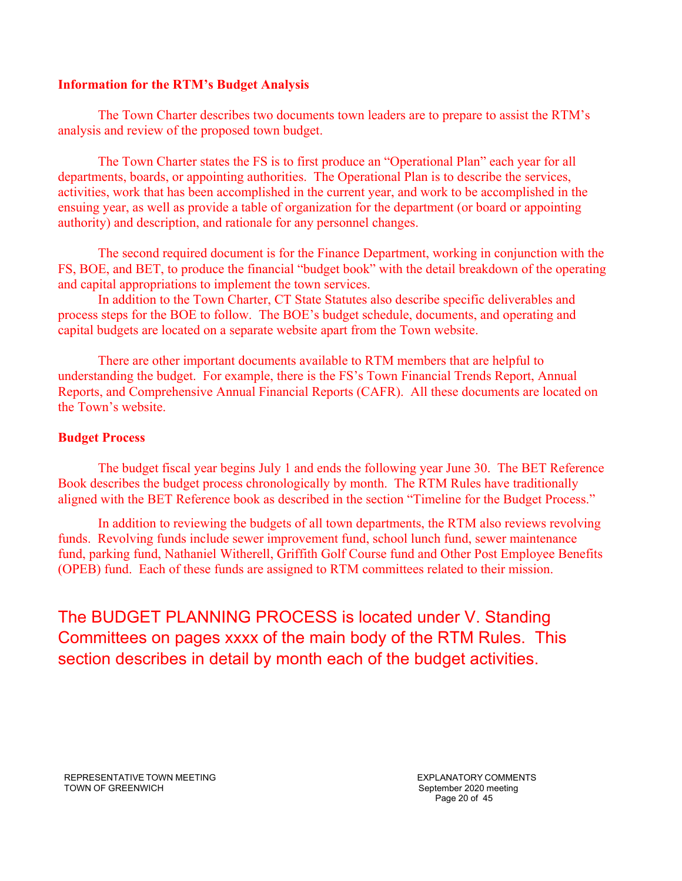### Information for the RTM's Budget Analysis

The Town Charter describes two documents town leaders are to prepare to assist the RTM's analysis and review of the proposed town budget.

The Town Charter states the FS is to first produce an "Operational Plan" each year for all departments, boards, or appointing authorities. The Operational Plan is to describe the services, activities, work that has been accomplished in the current year, and work to be accomplished in the ensuing year, as well as provide a table of organization for the department (or board or appointing authority) and description, and rationale for any personnel changes.

The second required document is for the Finance Department, working in conjunction with the FS, BOE, and BET, to produce the financial "budget book" with the detail breakdown of the operating and capital appropriations to implement the town services.

In addition to the Town Charter, CT State Statutes also describe specific deliverables and process steps for the BOE to follow. The BOE's budget schedule, documents, and operating and capital budgets are located on a separate website apart from the Town website.

There are other important documents available to RTM members that are helpful to understanding the budget. For example, there is the FS's Town Financial Trends Report, Annual Reports, and Comprehensive Annual Financial Reports (CAFR). All these documents are located on the Town's website.

### Budget Process

The budget fiscal year begins July 1 and ends the following year June 30. The BET Reference Book describes the budget process chronologically by month. The RTM Rules have traditionally aligned with the BET Reference book as described in the section "Timeline for the Budget Process."

In addition to reviewing the budgets of all town departments, the RTM also reviews revolving funds. Revolving funds include sewer improvement fund, school lunch fund, sewer maintenance fund, parking fund, Nathaniel Witherell, Griffith Golf Course fund and Other Post Employee Benefits (OPEB) fund. Each of these funds are assigned to RTM committees related to their mission.

The BUDGET PLANNING PROCESS is located under V. Standing Committees on pages xxxx of the main body of the RTM Rules. This section describes in detail by month each of the budget activities.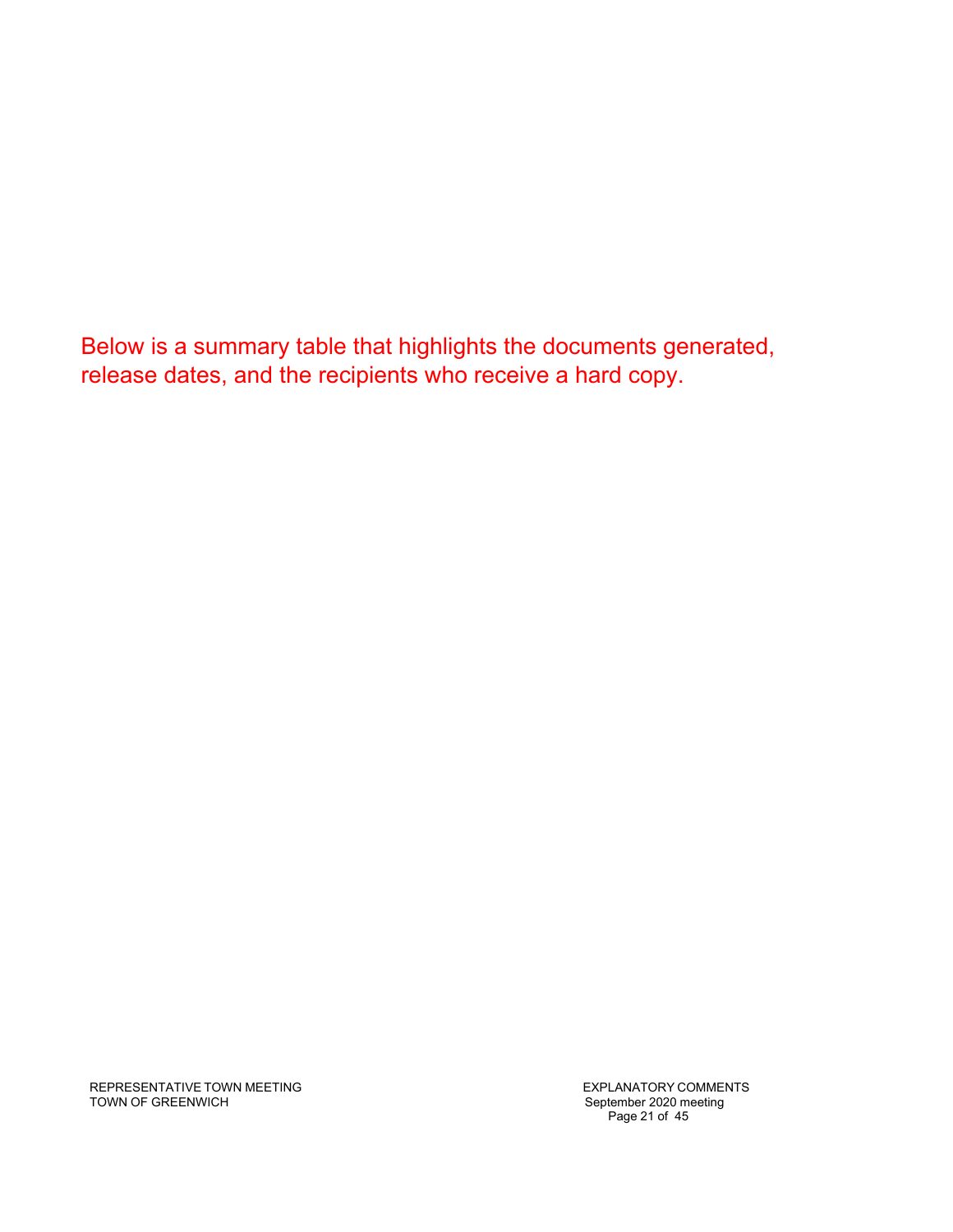Below is a summary table that highlights the documents generated, release dates, and the recipients who receive a hard copy.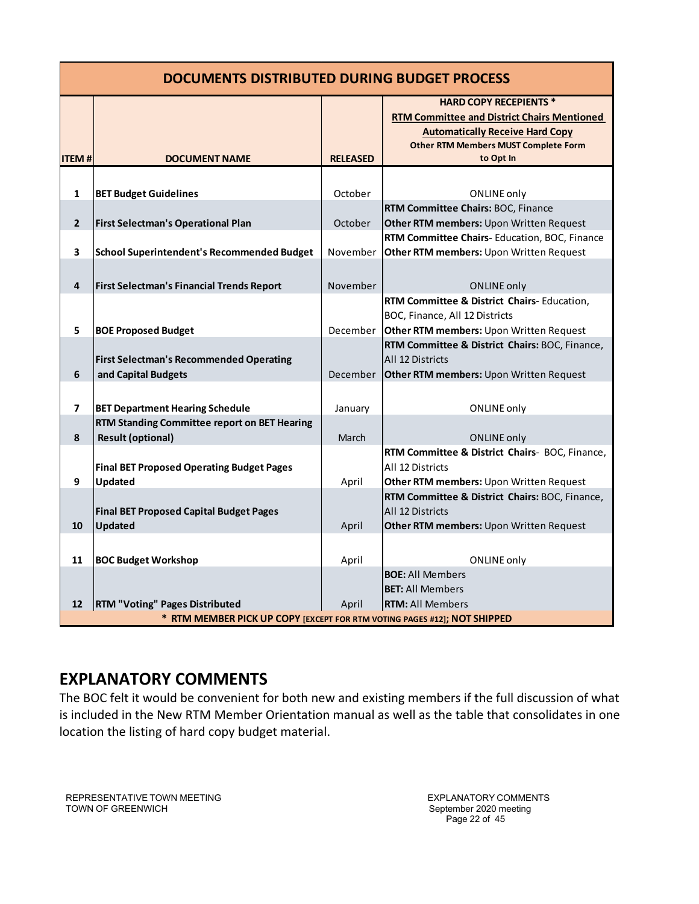## DOCUMENTS DISTRIBUTED DURING BUDGET PROCESS

| ITEM # | DOCUMENT NAME | RELEASED | HARD COPY RECEPIENTS * RTM Committee and District Chairs Mentioned Automatically Receive Hard Copy Other RTM Members MUST Complete Form to Opt In |
|---|---|---|---|
| 1 | **BET Budget Guidelines** | October | ONLINE only |
| 2 | **First Selectman's Operational Plan** | October | **RTM Committee Chairs:** BOC, Finance **Other RTM members:** Upon Written Request |
| 3 | **School Superintendent's Recommended Budget** | November | **RTM Committee Chairs**- Education, BOC, Finance **Other RTM members:** Upon Written Request |
| 4 | **First Selectman's Financial Trends Report** | November | ONLINE only |
| 5 | **BOE Proposed Budget** | December | **RTM Committee & District Chairs**- Education, BOC, Finance, All 12 Districts **Other RTM members:** Upon Written Request |
| 6 | **First Selectman's Recommended Operating and Capital Budgets** | December | **RTM Committee & District Chairs:** BOC, Finance, All 12 Districts **Other RTM members:** Upon Written Request |
| 7 | **BET Department Hearing Schedule** | January | ONLINE only |
| 8 | **RTM Standing Committee report on BET Hearing Result (optional)** | March | ONLINE only |
| 9 | **Final BET Proposed Operating Budget Pages Updated** | April | **RTM Committee & District Chairs**- BOC, Finance, All 12 Districts **Other RTM members:** Upon Written Request |
| 10 | **Final BET Proposed Capital Budget Pages Updated** | April | **RTM Committee & District Chairs:** BOC, Finance, All 12 Districts **Other RTM members:** Upon Written Request |
| 11 | **BOC Budget Workshop** | April | ONLINE only |
| 12 | **RTM "Voting" Pages Distributed** | April | **BOE:** All Members **BET:** All Members **RTM:** All Members |

**\* RTM MEMBER PICK UP COPY [EXCEPT FOR RTM VOTING PAGES #12]; NOT SHIPPED**

## EXPLANATORY COMMENTS

The BOC felt it would be convenient for both new and existing members if the full discussion of what is included in the New RTM Member Orientation manual as well as the table that consolidates in one location the listing of hard copy budget material.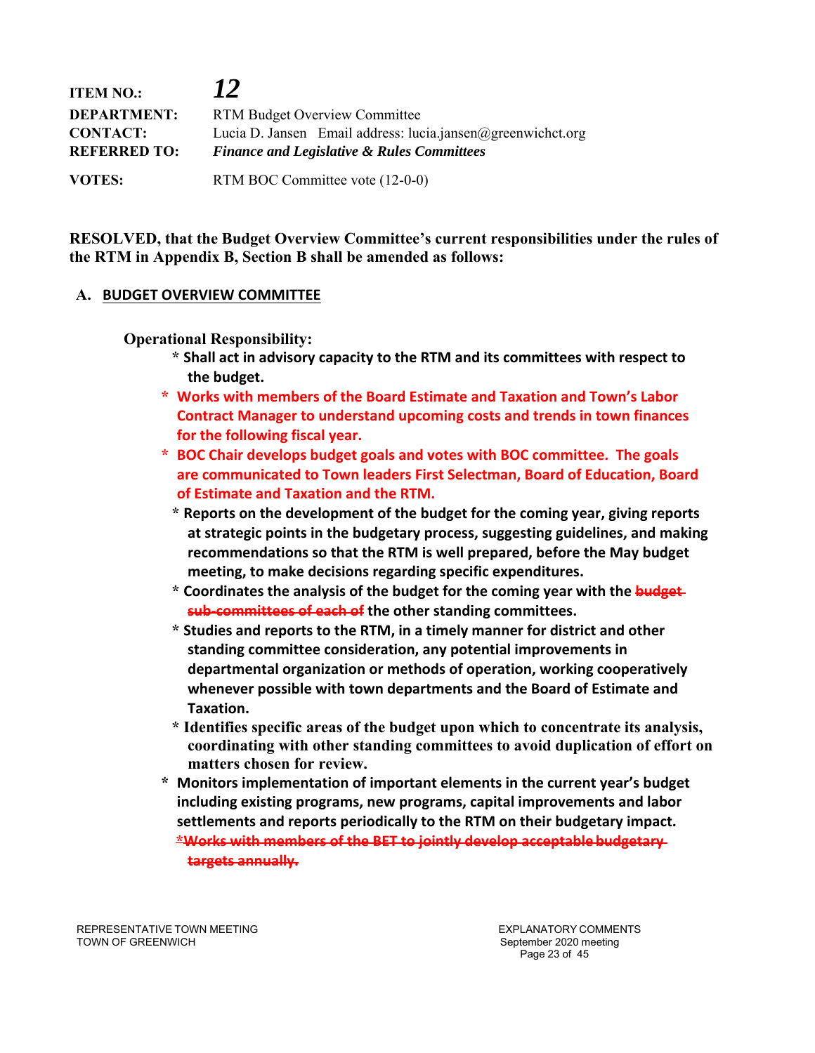| | |
|---|---|
| **ITEM NO.:** | ***12*** |
| **DEPARTMENT:** | RTM Budget Overview Committee |
| **CONTACT:** | Lucia D. Jansen Email address: lucia.jansen@greenwichct.org |
| **REFERRED TO:** | ***Finance and Legislative & Rules Committees*** |
| **VOTES:** | RTM BOC Committee vote (12-0-0) |

**RESOLVED, that the Budget Overview Committee's current responsibilities under the rules of the RTM in Appendix B, Section B shall be amended as follows:**

**A. <u>BUDGET OVERVIEW COMMITTEE</u>**

**Operational Responsibility:**

- **Shall act in advisory capacity to the RTM and its committees with respect to the budget.**
- **Works with members of the Board Estimate and Taxation and Town's Labor Contract Manager to understand upcoming costs and trends in town finances for the following fiscal year.**
- **BOC Chair develops budget goals and votes with BOC committee. The goals are communicated to Town leaders First Selectman, Board of Education, Board of Estimate and Taxation and the RTM.**
- **Reports on the development of the budget for the coming year, giving reports at strategic points in the budgetary process, suggesting guidelines, and making recommendations so that the RTM is well prepared, before the May budget meeting, to make decisions regarding specific expenditures.**
- **Coordinates the analysis of the budget for the coming year with the ~~budget sub-committees of each of~~ the other standing committees.**
- **Studies and reports to the RTM, in a timely manner for district and other standing committee consideration, any potential improvements in departmental organization or methods of operation, working cooperatively whenever possible with town departments and the Board of Estimate and Taxation.**
- **Identifies specific areas of the budget upon which to concentrate its analysis, coordinating with other standing committees to avoid duplication of effort on matters chosen for review.**
- **Monitors implementation of important elements in the current year's budget including existing programs, new programs, capital improvements and labor settlements and reports periodically to the RTM on their budgetary impact.**
- **~~Works with members of the BET to jointly develop acceptable budgetary targets annually.~~**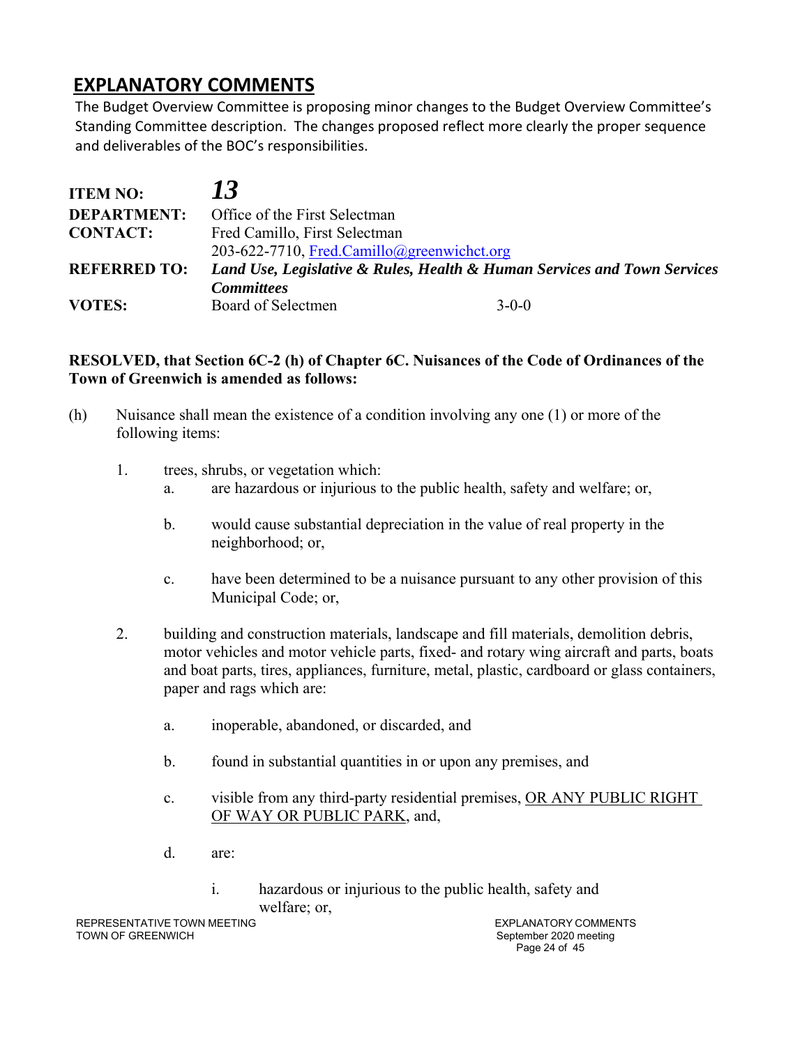## EXPLANATORY COMMENTS

The Budget Overview Committee is proposing minor changes to the Budget Overview Committee's Standing Committee description. The changes proposed reflect more clearly the proper sequence and deliverables of the BOC's responsibilities.

| | |
|---|---|
| **ITEM NO:** | ***13*** |
| **DEPARTMENT:** | Office of the First Selectman |
| **CONTACT:** | Fred Camillo, First Selectman<br>203-622-7710, Fred.Camillo@greenwichct.org |
| **REFERRED TO:** | ***Land Use, Legislative & Rules, Health & Human Services and Town Services Committees*** |
| **VOTES:** | Board of Selectmen 3-0-0 |

**RESOLVED, that Section 6C-2 (h) of Chapter 6C. Nuisances of the Code of Ordinances of the Town of Greenwich is amended as follows:**

(h) Nuisance shall mean the existence of a condition involving any one (1) or more of the following items:

1. trees, shrubs, or vegetation which:
   - a. are hazardous or injurious to the public health, safety and welfare; or,
   - b. would cause substantial depreciation in the value of real property in the neighborhood; or,
   - c. have been determined to be a nuisance pursuant to any other provision of this Municipal Code; or,

2. building and construction materials, landscape and fill materials, demolition debris, motor vehicles and motor vehicle parts, fixed- and rotary wing aircraft and parts, boats and boat parts, tires, appliances, furniture, metal, plastic, cardboard or glass containers, paper and rags which are:
   - a. inoperable, abandoned, or discarded, and
   - b. found in substantial quantities in or upon any premises, and
   - c. visible from any third-party residential premises, <u>OR ANY PUBLIC RIGHT OF WAY OR PUBLIC PARK</u>, and,
   - d. are:
     - i. hazardous or injurious to the public health, safety and welfare; or,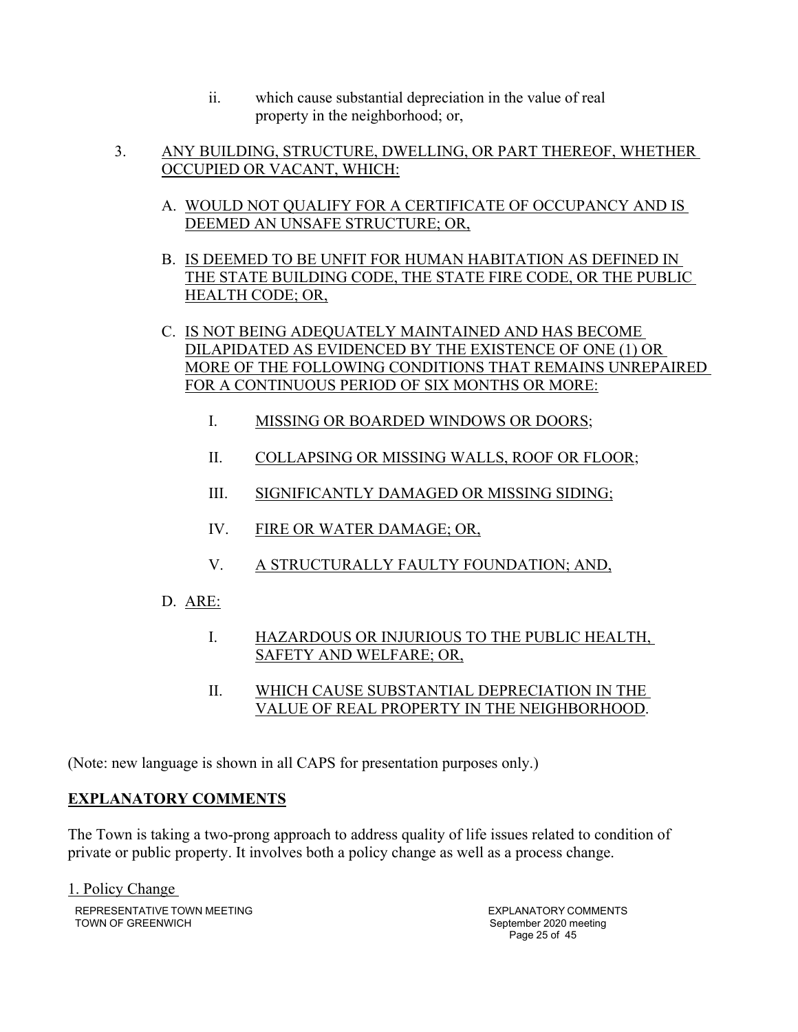ii. which cause substantial depreciation in the value of real property in the neighborhood; or,

3. <u>ANY BUILDING, STRUCTURE, DWELLING, OR PART THEREOF, WHETHER OCCUPIED OR VACANT, WHICH:</u>

   A. <u>WOULD NOT QUALIFY FOR A CERTIFICATE OF OCCUPANCY AND IS DEEMED AN UNSAFE STRUCTURE; OR,</u>

   B. <u>IS DEEMED TO BE UNFIT FOR HUMAN HABITATION AS DEFINED IN THE STATE BUILDING CODE, THE STATE FIRE CODE, OR THE PUBLIC HEALTH CODE; OR,</u>

   C. <u>IS NOT BEING ADEQUATELY MAINTAINED AND HAS BECOME DILAPIDATED AS EVIDENCED BY THE EXISTENCE OF ONE (1) OR MORE OF THE FOLLOWING CONDITIONS THAT REMAINS UNREPAIRED FOR A CONTINUOUS PERIOD OF SIX MONTHS OR MORE:</u>

      I. <u>MISSING OR BOARDED WINDOWS OR DOORS</u>;

      II. <u>COLLAPSING OR MISSING WALLS, ROOF OR FLOOR</u>;

      III. <u>SIGNIFICANTLY DAMAGED OR MISSING SIDING;</u>

      IV. <u>FIRE OR WATER DAMAGE; OR,</u>

      V. <u>A STRUCTURALLY FAULTY FOUNDATION; AND,</u>

   D. <u>ARE:</u>

      I. <u>HAZARDOUS OR INJURIOUS TO THE PUBLIC HEALTH, SAFETY AND WELFARE; OR,</u>

      II. <u>WHICH CAUSE SUBSTANTIAL DEPRECIATION IN THE VALUE OF REAL PROPERTY IN THE NEIGHBORHOOD</u>.

(Note: new language is shown in all CAPS for presentation purposes only.)

## EXPLANATORY COMMENTS

The Town is taking a two-prong approach to address quality of life issues related to condition of private or public property. It involves both a policy change as well as a process change.

<u>1. Policy Change</u>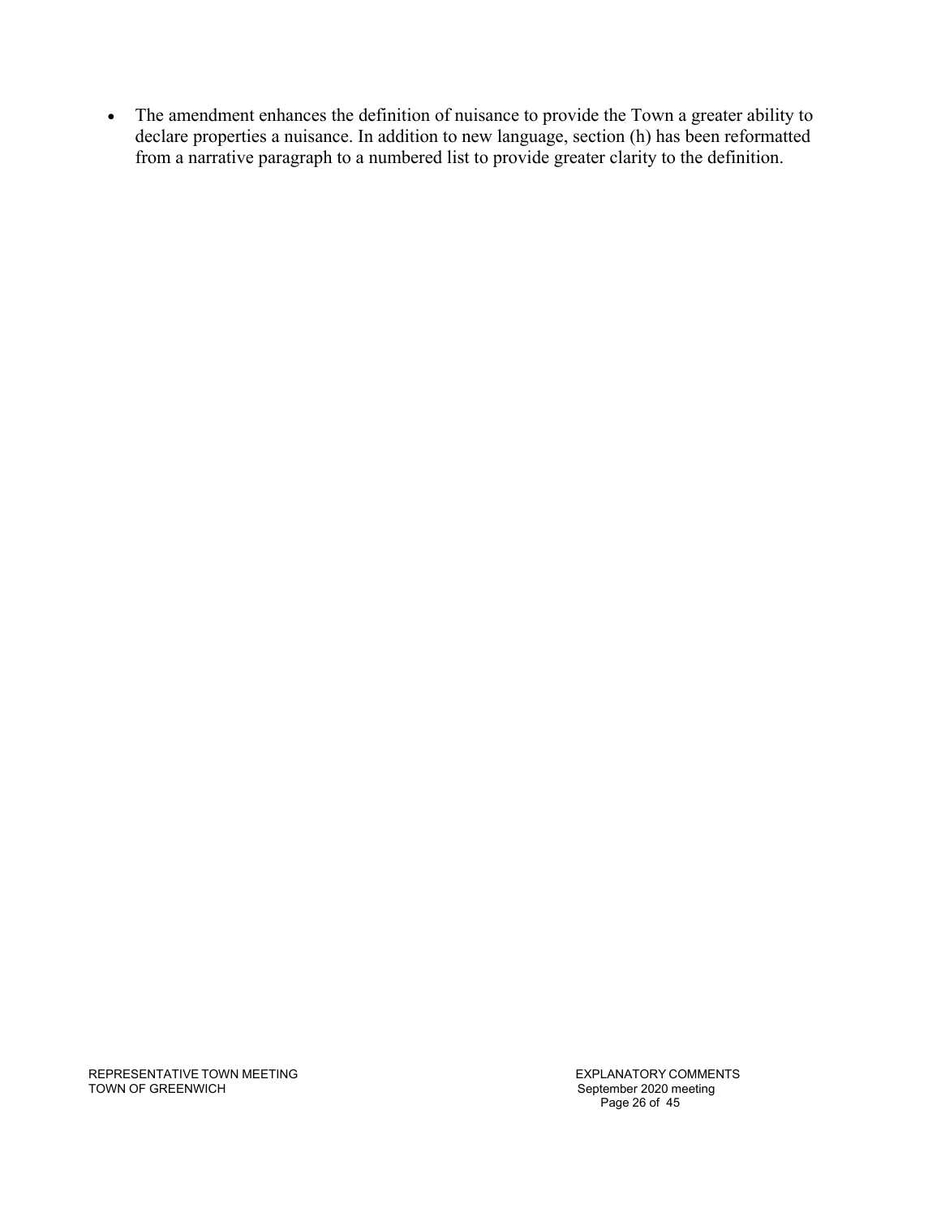- The amendment enhances the definition of nuisance to provide the Town a greater ability to declare properties a nuisance. In addition to new language, section (h) has been reformatted from a narrative paragraph to a numbered list to provide greater clarity to the definition.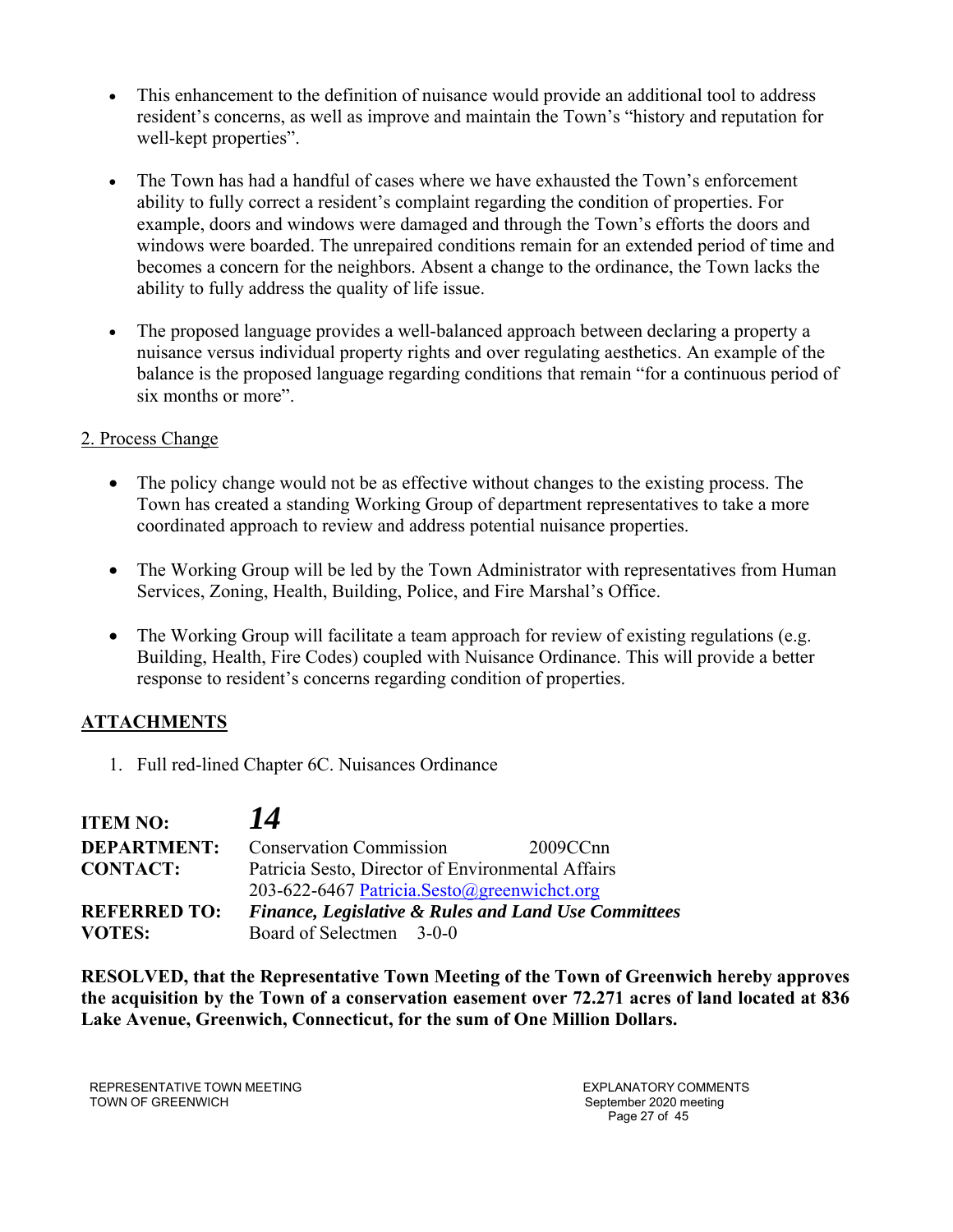- This enhancement to the definition of nuisance would provide an additional tool to address resident's concerns, as well as improve and maintain the Town's "history and reputation for well-kept properties".

- The Town has had a handful of cases where we have exhausted the Town's enforcement ability to fully correct a resident's complaint regarding the condition of properties. For example, doors and windows were damaged and through the Town's efforts the doors and windows were boarded. The unrepaired conditions remain for an extended period of time and becomes a concern for the neighbors. Absent a change to the ordinance, the Town lacks the ability to fully address the quality of life issue.

- The proposed language provides a well-balanced approach between declaring a property a nuisance versus individual property rights and over regulating aesthetics. An example of the balance is the proposed language regarding conditions that remain "for a continuous period of six months or more".

2. Process Change

- The policy change would not be as effective without changes to the existing process. The Town has created a standing Working Group of department representatives to take a more coordinated approach to review and address potential nuisance properties.

- The Working Group will be led by the Town Administrator with representatives from Human Services, Zoning, Health, Building, Police, and Fire Marshal's Office.

- The Working Group will facilitate a team approach for review of existing regulations (e.g. Building, Health, Fire Codes) coupled with Nuisance Ordinance. This will provide a better response to resident's concerns regarding condition of properties.

**ATTACHMENTS**

1. Full red-lined Chapter 6C. Nuisances Ordinance

**ITEM NO:** ***14***
**DEPARTMENT:** Conservation Commission 2009CCnn
**CONTACT:** Patricia Sesto, Director of Environmental Affairs
203-622-6467 Patricia.Sesto@greenwichct.org
**REFERRED TO:** ***Finance, Legislative & Rules and Land Use Committees***
**VOTES:** Board of Selectmen 3-0-0

**RESOLVED, that the Representative Town Meeting of the Town of Greenwich hereby approves the acquisition by the Town of a conservation easement over 72.271 acres of land located at 836 Lake Avenue, Greenwich, Connecticut, for the sum of One Million Dollars.**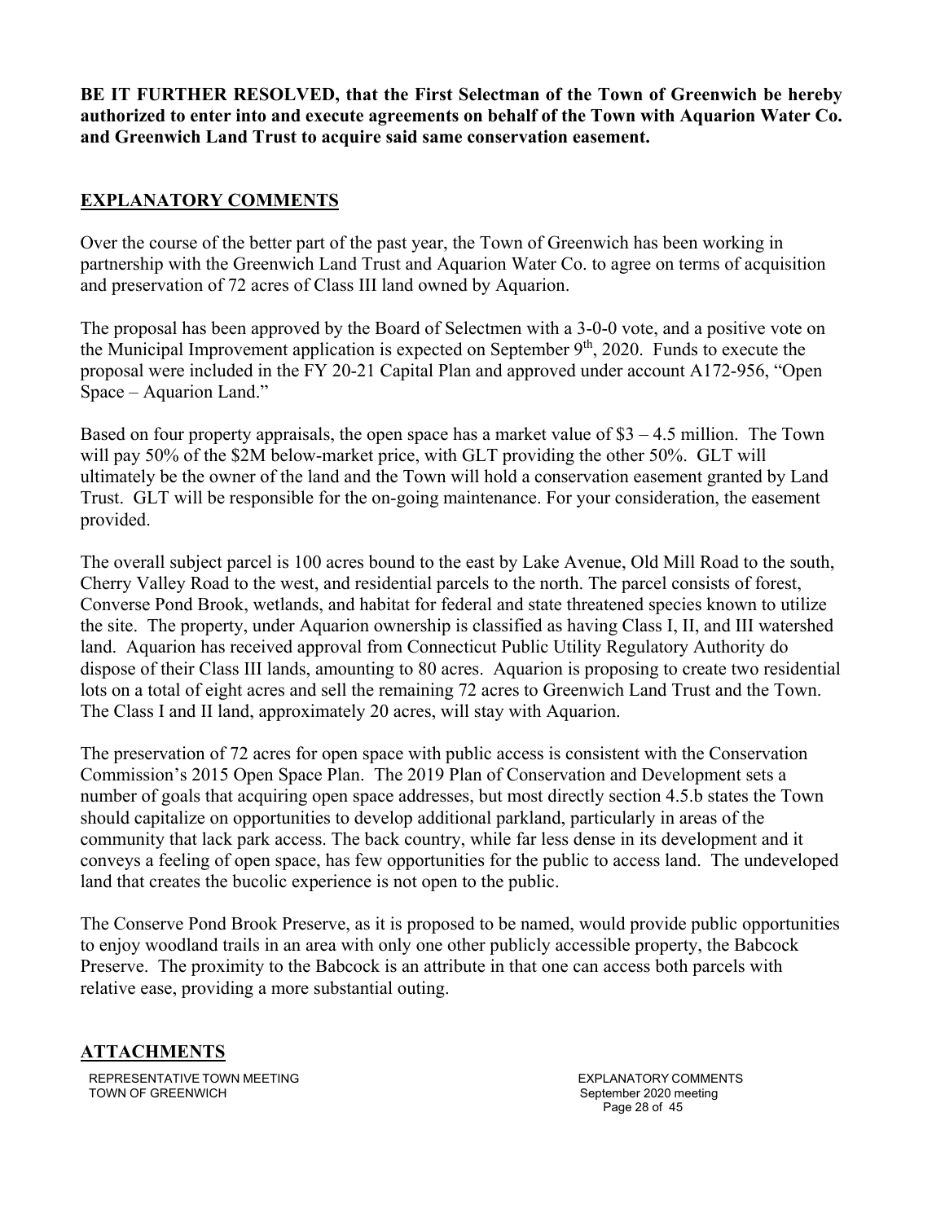**BE IT FURTHER RESOLVED, that the First Selectman of the Town of Greenwich be hereby authorized to enter into and execute agreements on behalf of the Town with Aquarion Water Co. and Greenwich Land Trust to acquire said same conservation easement.**

## EXPLANATORY COMMENTS

Over the course of the better part of the past year, the Town of Greenwich has been working in partnership with the Greenwich Land Trust and Aquarion Water Co. to agree on terms of acquisition and preservation of 72 acres of Class III land owned by Aquarion.

The proposal has been approved by the Board of Selectmen with a 3-0-0 vote, and a positive vote on the Municipal Improvement application is expected on September 9th, 2020. Funds to execute the proposal were included in the FY 20-21 Capital Plan and approved under account A172-956, "Open Space – Aquarion Land."

Based on four property appraisals, the open space has a market value of $3 – 4.5 million. The Town will pay 50% of the $2M below-market price, with GLT providing the other 50%. GLT will ultimately be the owner of the land and the Town will hold a conservation easement granted by Land Trust. GLT will be responsible for the on-going maintenance. For your consideration, the easement provided.

The overall subject parcel is 100 acres bound to the east by Lake Avenue, Old Mill Road to the south, Cherry Valley Road to the west, and residential parcels to the north. The parcel consists of forest, Converse Pond Brook, wetlands, and habitat for federal and state threatened species known to utilize the site. The property, under Aquarion ownership is classified as having Class I, II, and III watershed land. Aquarion has received approval from Connecticut Public Utility Regulatory Authority do dispose of their Class III lands, amounting to 80 acres. Aquarion is proposing to create two residential lots on a total of eight acres and sell the remaining 72 acres to Greenwich Land Trust and the Town. The Class I and II land, approximately 20 acres, will stay with Aquarion.

The preservation of 72 acres for open space with public access is consistent with the Conservation Commission's 2015 Open Space Plan. The 2019 Plan of Conservation and Development sets a number of goals that acquiring open space addresses, but most directly section 4.5.b states the Town should capitalize on opportunities to develop additional parkland, particularly in areas of the community that lack park access. The back country, while far less dense in its development and it conveys a feeling of open space, has few opportunities for the public to access land. The undeveloped land that creates the bucolic experience is not open to the public.

The Conserve Pond Brook Preserve, as it is proposed to be named, would provide public opportunities to enjoy woodland trails in an area with only one other publicly accessible property, the Babcock Preserve. The proximity to the Babcock is an attribute in that one can access both parcels with relative ease, providing a more substantial outing.

## ATTACHMENTS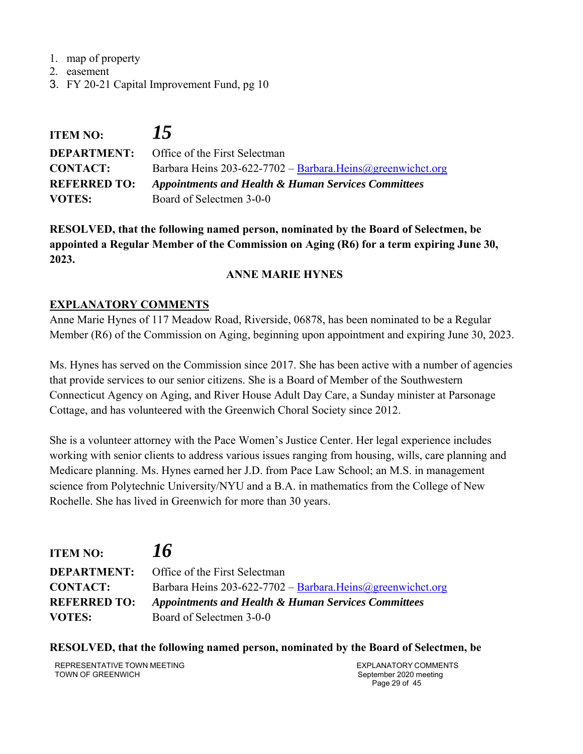1. map of property
2. easement
3. FY 20-21 Capital Improvement Fund, pg 10

| | |
|---|---|
| **ITEM NO:** | ***15*** |
| **DEPARTMENT:** | Office of the First Selectman |
| **CONTACT:** | Barbara Heins 203-622-7702 – Barbara.Heins@greenwichct.org |
| **REFERRED TO:** | ***Appointments and Health & Human Services Committees*** |
| **VOTES:** | Board of Selectmen 3-0-0 |

**RESOLVED, that the following named person, nominated by the Board of Selectmen, be appointed a Regular Member of the Commission on Aging (R6) for a term expiring June 30, 2023.**

**ANNE MARIE HYNES**

**EXPLANATORY COMMENTS**

Anne Marie Hynes of 117 Meadow Road, Riverside, 06878, has been nominated to be a Regular Member (R6) of the Commission on Aging, beginning upon appointment and expiring June 30, 2023.

Ms. Hynes has served on the Commission since 2017. She has been active with a number of agencies that provide services to our senior citizens. She is a Board of Member of the Southwestern Connecticut Agency on Aging, and River House Adult Day Care, a Sunday minister at Parsonage Cottage, and has volunteered with the Greenwich Choral Society since 2012.

She is a volunteer attorney with the Pace Women's Justice Center. Her legal experience includes working with senior clients to address various issues ranging from housing, wills, care planning and Medicare planning. Ms. Hynes earned her J.D. from Pace Law School; an M.S. in management science from Polytechnic University/NYU and a B.A. in mathematics from the College of New Rochelle. She has lived in Greenwich for more than 30 years.

| | |
|---|---|
| **ITEM NO:** | ***16*** |
| **DEPARTMENT:** | Office of the First Selectman |
| **CONTACT:** | Barbara Heins 203-622-7702 – Barbara.Heins@greenwichct.org |
| **REFERRED TO:** | ***Appointments and Health & Human Services Committees*** |
| **VOTES:** | Board of Selectmen 3-0-0 |

**RESOLVED, that the following named person, nominated by the Board of Selectmen, be**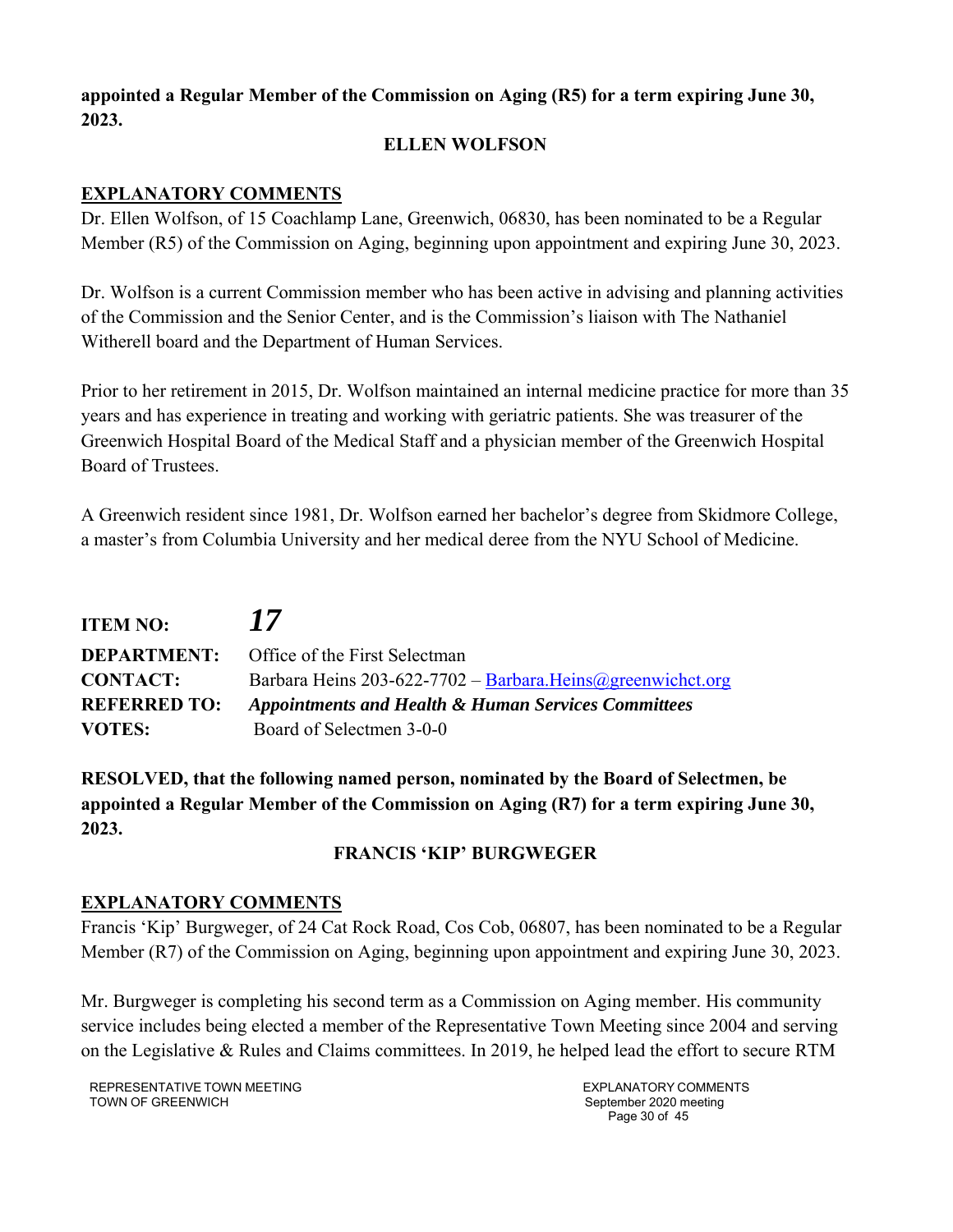**appointed a Regular Member of the Commission on Aging (R5) for a term expiring June 30, 2023.**

**ELLEN WOLFSON**

**EXPLANATORY COMMENTS**

Dr. Ellen Wolfson, of 15 Coachlamp Lane, Greenwich, 06830, has been nominated to be a Regular Member (R5) of the Commission on Aging, beginning upon appointment and expiring June 30, 2023.

Dr. Wolfson is a current Commission member who has been active in advising and planning activities of the Commission and the Senior Center, and is the Commission's liaison with The Nathaniel Witherell board and the Department of Human Services.

Prior to her retirement in 2015, Dr. Wolfson maintained an internal medicine practice for more than 35 years and has experience in treating and working with geriatric patients. She was treasurer of the Greenwich Hospital Board of the Medical Staff and a physician member of the Greenwich Hospital Board of Trustees.

A Greenwich resident since 1981, Dr. Wolfson earned her bachelor's degree from Skidmore College, a master's from Columbia University and her medical deree from the NYU School of Medicine.

| | |
|---|---|
| **ITEM NO:** | ***17*** |
| **DEPARTMENT:** | Office of the First Selectman |
| **CONTACT:** | Barbara Heins 203-622-7702 – Barbara.Heins@greenwichct.org |
| **REFERRED TO:** | ***Appointments and Health & Human Services Committees*** |
| **VOTES:** | Board of Selectmen 3-0-0 |

**RESOLVED, that the following named person, nominated by the Board of Selectmen, be appointed a Regular Member of the Commission on Aging (R7) for a term expiring June 30, 2023.**

**FRANCIS 'KIP' BURGWEGER**

**EXPLANATORY COMMENTS**

Francis 'Kip' Burgweger, of 24 Cat Rock Road, Cos Cob, 06807, has been nominated to be a Regular Member (R7) of the Commission on Aging, beginning upon appointment and expiring June 30, 2023.

Mr. Burgweger is completing his second term as a Commission on Aging member. His community service includes being elected a member of the Representative Town Meeting since 2004 and serving on the Legislative & Rules and Claims committees. In 2019, he helped lead the effort to secure RTM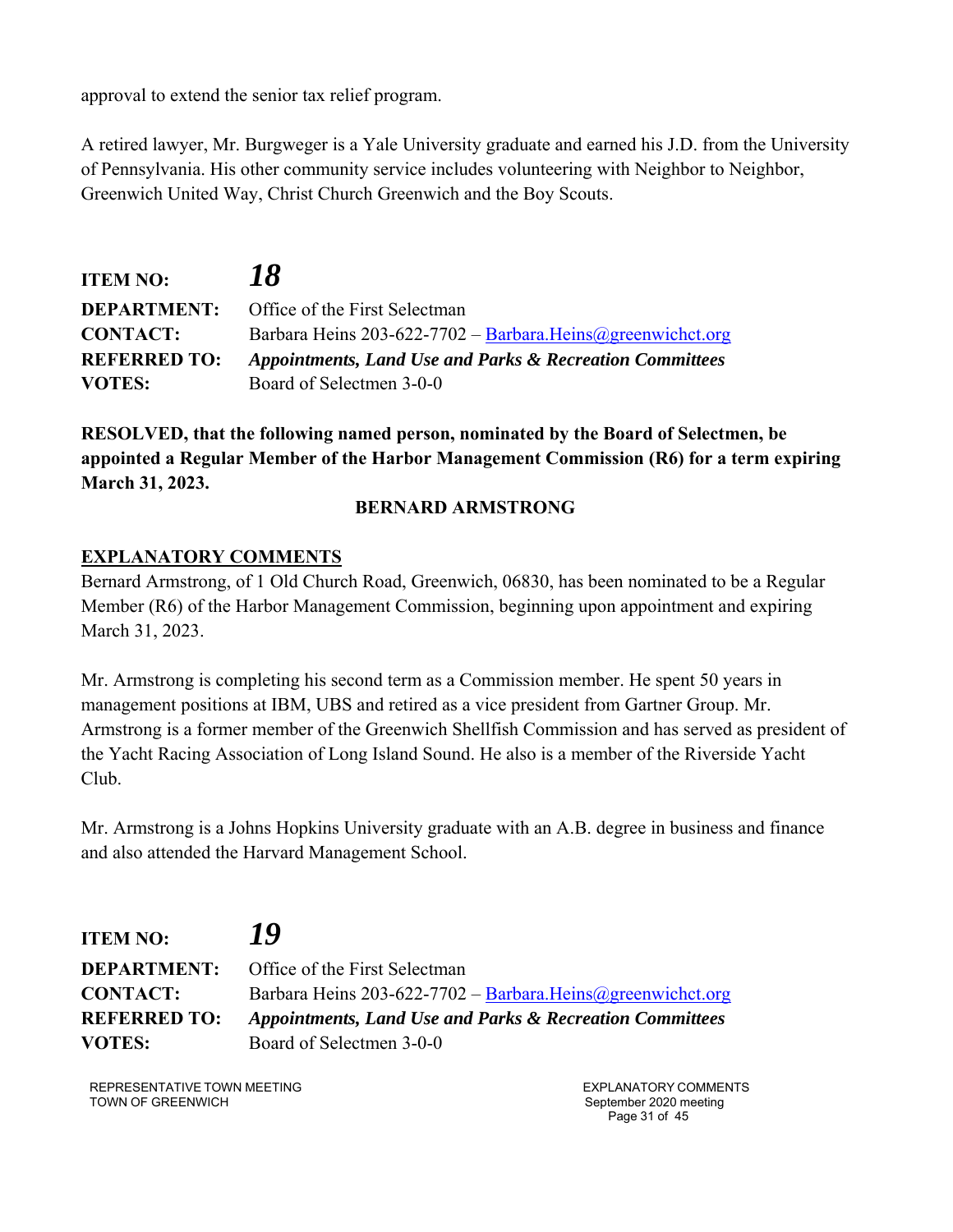approval to extend the senior tax relief program.

A retired lawyer, Mr. Burgweger is a Yale University graduate and earned his J.D. from the University of Pennsylvania. His other community service includes volunteering with Neighbor to Neighbor, Greenwich United Way, Christ Church Greenwich and the Boy Scouts.

**ITEM NO:** ***18***
**DEPARTMENT:** Office of the First Selectman
**CONTACT:** Barbara Heins 203-622-7702 – Barbara.Heins@greenwichct.org
**REFERRED TO:** ***Appointments, Land Use and Parks & Recreation Committees***
**VOTES:** Board of Selectmen 3-0-0

**RESOLVED, that the following named person, nominated by the Board of Selectmen, be appointed a Regular Member of the Harbor Management Commission (R6) for a term expiring March 31, 2023.**

**BERNARD ARMSTRONG**

**EXPLANATORY COMMENTS**

Bernard Armstrong, of 1 Old Church Road, Greenwich, 06830, has been nominated to be a Regular Member (R6) of the Harbor Management Commission, beginning upon appointment and expiring March 31, 2023.

Mr. Armstrong is completing his second term as a Commission member. He spent 50 years in management positions at IBM, UBS and retired as a vice president from Gartner Group. Mr. Armstrong is a former member of the Greenwich Shellfish Commission and has served as president of the Yacht Racing Association of Long Island Sound. He also is a member of the Riverside Yacht Club.

Mr. Armstrong is a Johns Hopkins University graduate with an A.B. degree in business and finance and also attended the Harvard Management School.

**ITEM NO:** ***19***
**DEPARTMENT:** Office of the First Selectman
**CONTACT:** Barbara Heins 203-622-7702 – Barbara.Heins@greenwichct.org
**REFERRED TO:** ***Appointments, Land Use and Parks & Recreation Committees***
**VOTES:** Board of Selectmen 3-0-0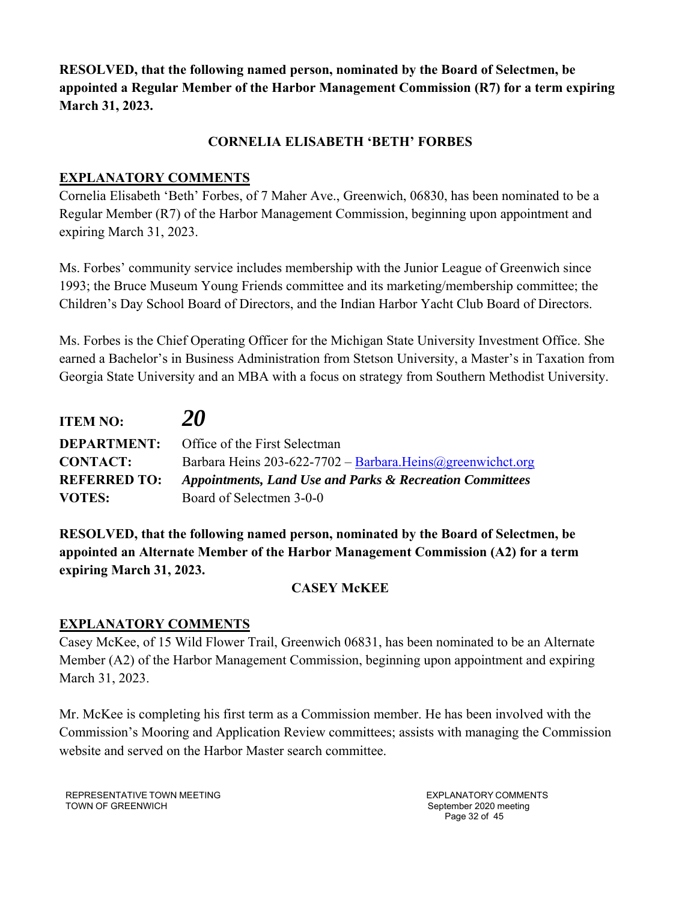**RESOLVED, that the following named person, nominated by the Board of Selectmen, be appointed a Regular Member of the Harbor Management Commission (R7) for a term expiring March 31, 2023.**

**CORNELIA ELISABETH 'BETH' FORBES**

**EXPLANATORY COMMENTS**

Cornelia Elisabeth 'Beth' Forbes, of 7 Maher Ave., Greenwich, 06830, has been nominated to be a Regular Member (R7) of the Harbor Management Commission, beginning upon appointment and expiring March 31, 2023.

Ms. Forbes' community service includes membership with the Junior League of Greenwich since 1993; the Bruce Museum Young Friends committee and its marketing/membership committee; the Children's Day School Board of Directors, and the Indian Harbor Yacht Club Board of Directors.

Ms. Forbes is the Chief Operating Officer for the Michigan State University Investment Office. She earned a Bachelor's in Business Administration from Stetson University, a Master's in Taxation from Georgia State University and an MBA with a focus on strategy from Southern Methodist University.

**ITEM NO:** ***20***

**DEPARTMENT:** Office of the First Selectman

**CONTACT:** Barbara Heins 203-622-7702 – Barbara.Heins@greenwichct.org

**REFERRED TO:** ***Appointments, Land Use and Parks & Recreation Committees***

**VOTES:** Board of Selectmen 3-0-0

**RESOLVED, that the following named person, nominated by the Board of Selectmen, be appointed an Alternate Member of the Harbor Management Commission (A2) for a term expiring March 31, 2023.**

**CASEY McKEE**

**EXPLANATORY COMMENTS**

Casey McKee, of 15 Wild Flower Trail, Greenwich 06831, has been nominated to be an Alternate Member (A2) of the Harbor Management Commission, beginning upon appointment and expiring March 31, 2023.

Mr. McKee is completing his first term as a Commission member. He has been involved with the Commission's Mooring and Application Review committees; assists with managing the Commission website and served on the Harbor Master search committee.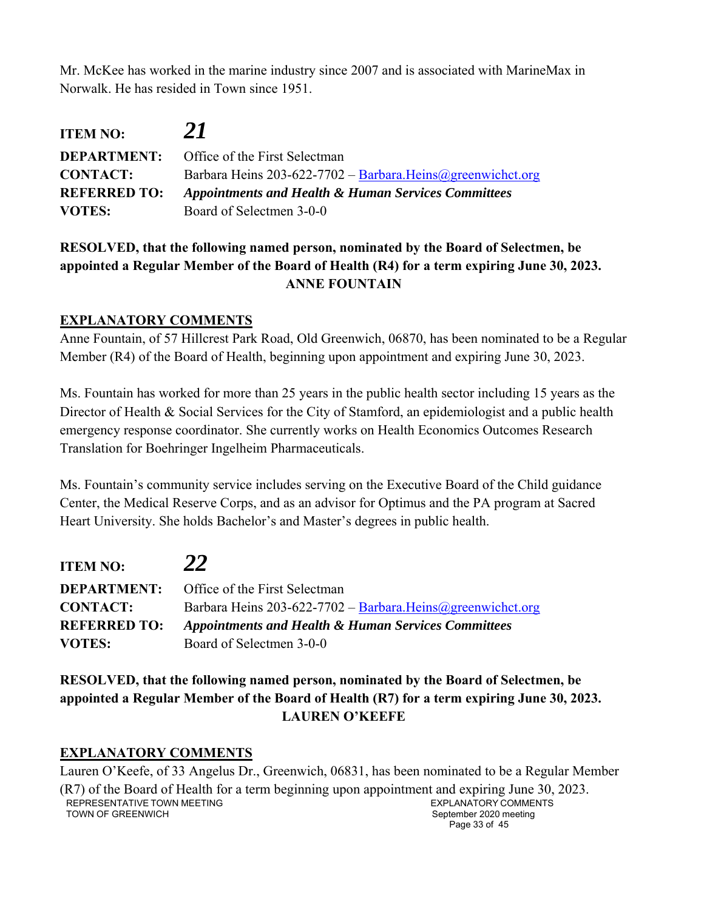Mr. McKee has worked in the marine industry since 2007 and is associated with MarineMax in Norwalk. He has resided in Town since 1951.

**ITEM NO:** ***21***

**DEPARTMENT:** Office of the First Selectman

**CONTACT:** Barbara Heins 203-622-7702 – Barbara.Heins@greenwichct.org

**REFERRED TO:** ***Appointments and Health & Human Services Committees***

**VOTES:** Board of Selectmen 3-0-0

**RESOLVED, that the following named person, nominated by the Board of Selectmen, be appointed a Regular Member of the Board of Health (R4) for a term expiring June 30, 2023.**

**ANNE FOUNTAIN**

**EXPLANATORY COMMENTS**

Anne Fountain, of 57 Hillcrest Park Road, Old Greenwich, 06870, has been nominated to be a Regular Member (R4) of the Board of Health, beginning upon appointment and expiring June 30, 2023.

Ms. Fountain has worked for more than 25 years in the public health sector including 15 years as the Director of Health & Social Services for the City of Stamford, an epidemiologist and a public health emergency response coordinator. She currently works on Health Economics Outcomes Research Translation for Boehringer Ingelheim Pharmaceuticals.

Ms. Fountain's community service includes serving on the Executive Board of the Child guidance Center, the Medical Reserve Corps, and as an advisor for Optimus and the PA program at Sacred Heart University. She holds Bachelor's and Master's degrees in public health.

**ITEM NO:** ***22***

**DEPARTMENT:** Office of the First Selectman

**CONTACT:** Barbara Heins 203-622-7702 – Barbara.Heins@greenwichct.org

**REFERRED TO:** ***Appointments and Health & Human Services Committees***

**VOTES:** Board of Selectmen 3-0-0

**RESOLVED, that the following named person, nominated by the Board of Selectmen, be appointed a Regular Member of the Board of Health (R7) for a term expiring June 30, 2023.**

**LAUREN O'KEEFE**

**EXPLANATORY COMMENTS**

Lauren O'Keefe, of 33 Angelus Dr., Greenwich, 06831, has been nominated to be a Regular Member (R7) of the Board of Health for a term beginning upon appointment and expiring June 30, 2023.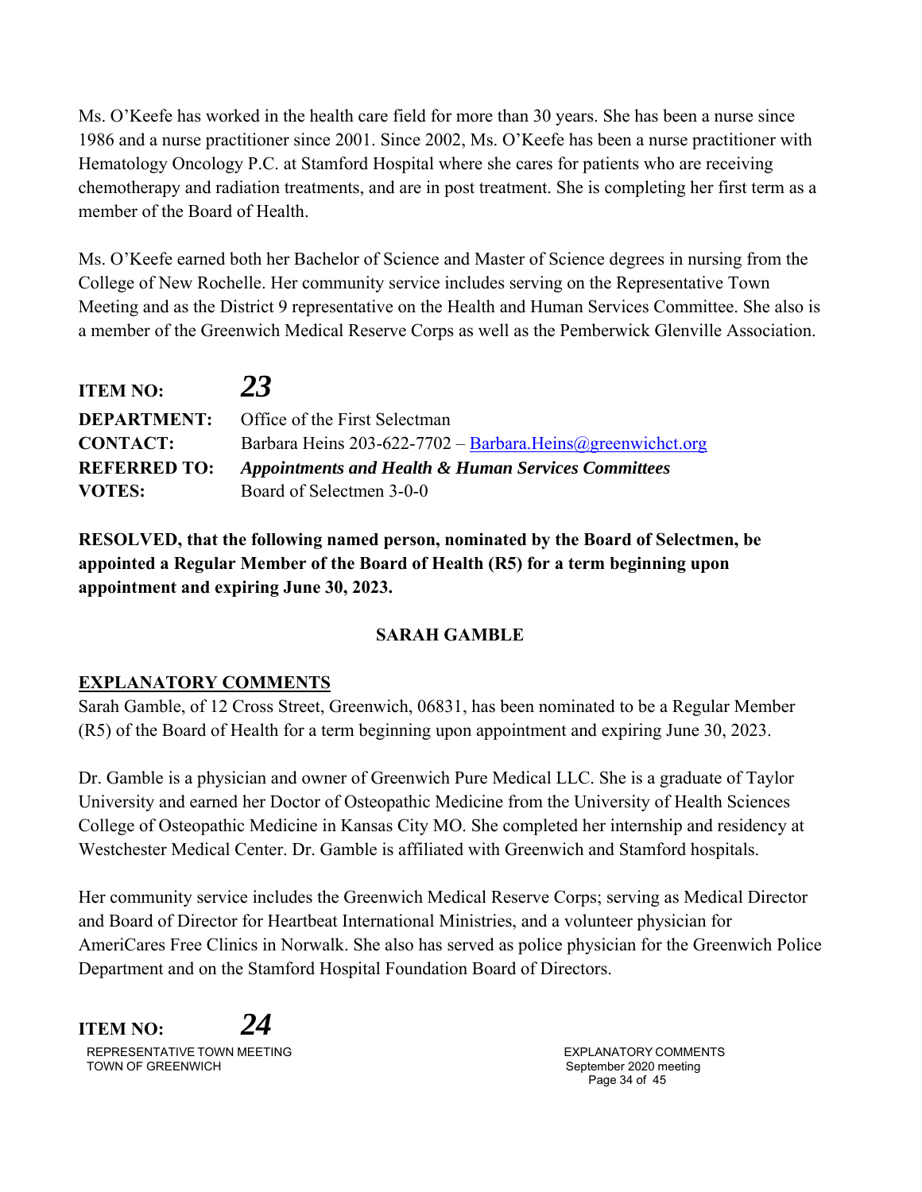Ms. O'Keefe has worked in the health care field for more than 30 years. She has been a nurse since 1986 and a nurse practitioner since 2001. Since 2002, Ms. O'Keefe has been a nurse practitioner with Hematology Oncology P.C. at Stamford Hospital where she cares for patients who are receiving chemotherapy and radiation treatments, and are in post treatment. She is completing her first term as a member of the Board of Health.

Ms. O'Keefe earned both her Bachelor of Science and Master of Science degrees in nursing from the College of New Rochelle. Her community service includes serving on the Representative Town Meeting and as the District 9 representative on the Health and Human Services Committee. She also is a member of the Greenwich Medical Reserve Corps as well as the Pemberwick Glenville Association.

**ITEM NO:** ***23***

**DEPARTMENT:** Office of the First Selectman
**CONTACT:** Barbara Heins 203-622-7702 – Barbara.Heins@greenwichct.org
**REFERRED TO:** ***Appointments and Health & Human Services Committees***
**VOTES:** Board of Selectmen 3-0-0

**RESOLVED, that the following named person, nominated by the Board of Selectmen, be appointed a Regular Member of the Board of Health (R5) for a term beginning upon appointment and expiring June 30, 2023.**

**SARAH GAMBLE**

**EXPLANATORY COMMENTS**

Sarah Gamble, of 12 Cross Street, Greenwich, 06831, has been nominated to be a Regular Member (R5) of the Board of Health for a term beginning upon appointment and expiring June 30, 2023.

Dr. Gamble is a physician and owner of Greenwich Pure Medical LLC. She is a graduate of Taylor University and earned her Doctor of Osteopathic Medicine from the University of Health Sciences College of Osteopathic Medicine in Kansas City MO. She completed her internship and residency at Westchester Medical Center. Dr. Gamble is affiliated with Greenwich and Stamford hospitals.

Her community service includes the Greenwich Medical Reserve Corps; serving as Medical Director and Board of Director for Heartbeat International Ministries, and a volunteer physician for AmeriCares Free Clinics in Norwalk. She also has served as police physician for the Greenwich Police Department and on the Stamford Hospital Foundation Board of Directors.

**ITEM NO:** ***24***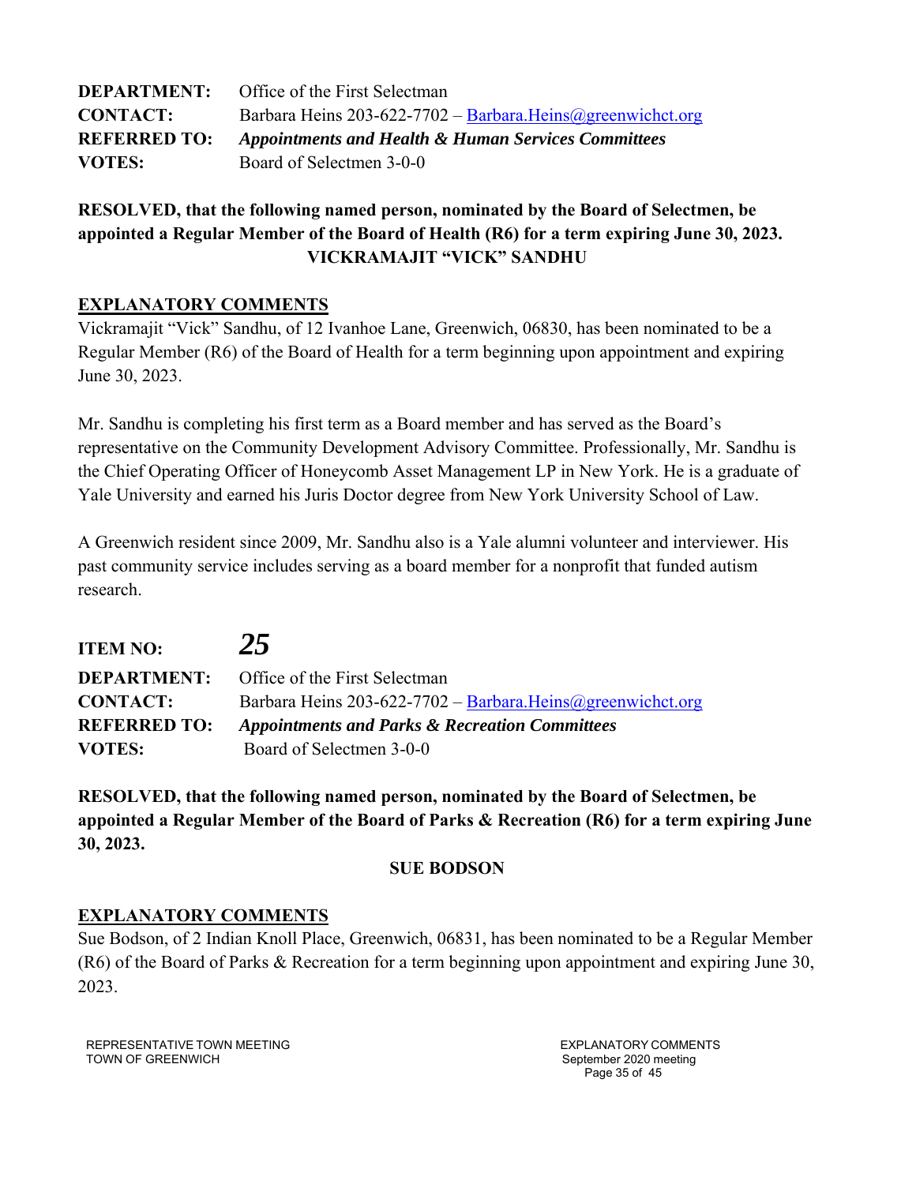**DEPARTMENT:** Office of the First Selectman
**CONTACT:** Barbara Heins 203-622-7702 – Barbara.Heins@greenwichct.org
**REFERRED TO:** ***Appointments and Health & Human Services Committees***
**VOTES:** Board of Selectmen 3-0-0

**RESOLVED, that the following named person, nominated by the Board of Selectmen, be appointed a Regular Member of the Board of Health (R6) for a term expiring June 30, 2023.**

**VICKRAMAJIT "VICK" SANDHU**

**EXPLANATORY COMMENTS**

Vickramajit "Vick" Sandhu, of 12 Ivanhoe Lane, Greenwich, 06830, has been nominated to be a Regular Member (R6) of the Board of Health for a term beginning upon appointment and expiring June 30, 2023.

Mr. Sandhu is completing his first term as a Board member and has served as the Board's representative on the Community Development Advisory Committee. Professionally, Mr. Sandhu is the Chief Operating Officer of Honeycomb Asset Management LP in New York. He is a graduate of Yale University and earned his Juris Doctor degree from New York University School of Law.

A Greenwich resident since 2009, Mr. Sandhu also is a Yale alumni volunteer and interviewer. His past community service includes serving as a board member for a nonprofit that funded autism research.

**ITEM NO:** ***25***
**DEPARTMENT:** Office of the First Selectman
**CONTACT:** Barbara Heins 203-622-7702 – Barbara.Heins@greenwichct.org
**REFERRED TO:** ***Appointments and Parks & Recreation Committees***
**VOTES:** Board of Selectmen 3-0-0

**RESOLVED, that the following named person, nominated by the Board of Selectmen, be appointed a Regular Member of the Board of Parks & Recreation (R6) for a term expiring June 30, 2023.**

**SUE BODSON**

**EXPLANATORY COMMENTS**

Sue Bodson, of 2 Indian Knoll Place, Greenwich, 06831, has been nominated to be a Regular Member (R6) of the Board of Parks & Recreation for a term beginning upon appointment and expiring June 30, 2023.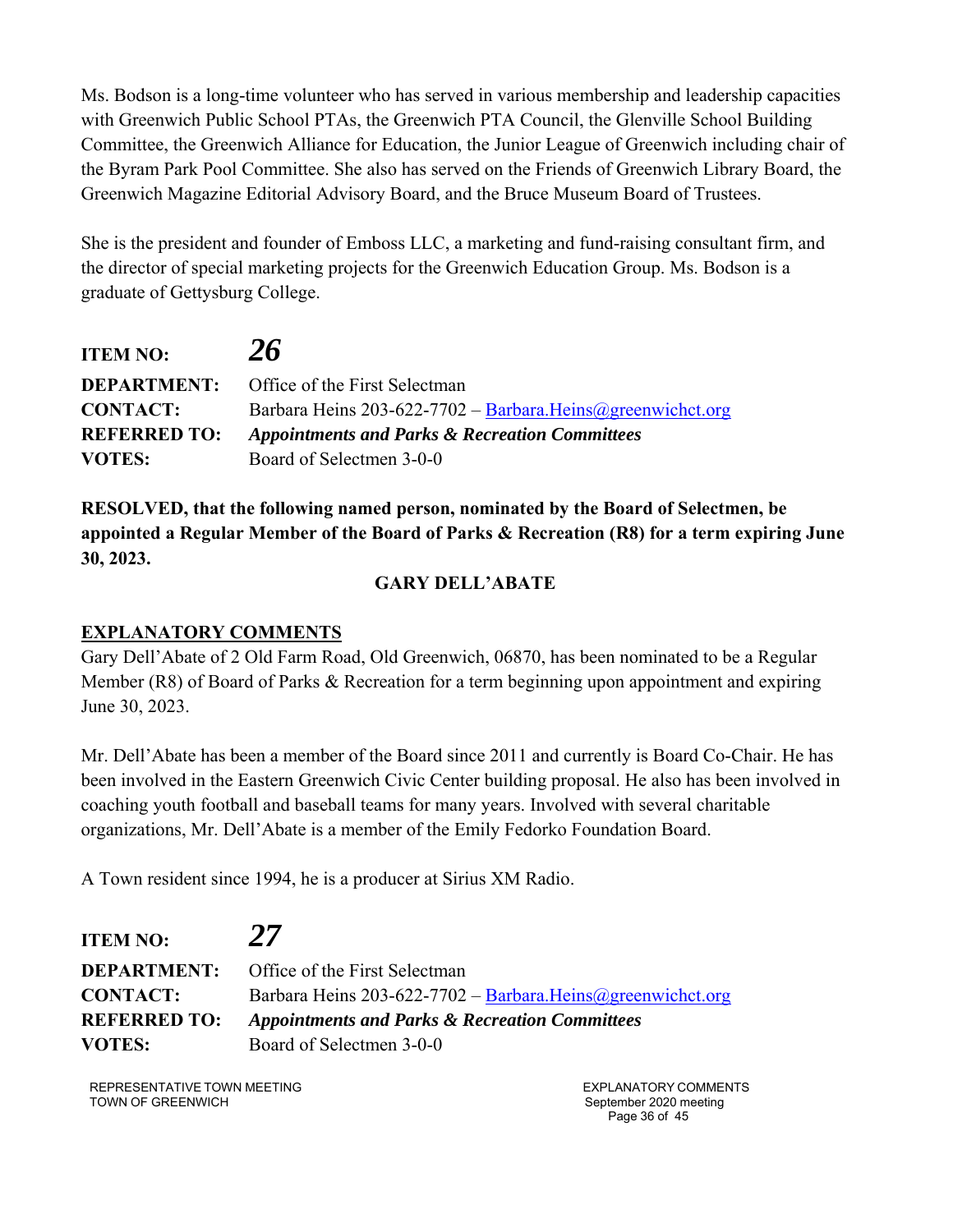Ms. Bodson is a long-time volunteer who has served in various membership and leadership capacities with Greenwich Public School PTAs, the Greenwich PTA Council, the Glenville School Building Committee, the Greenwich Alliance for Education, the Junior League of Greenwich including chair of the Byram Park Pool Committee. She also has served on the Friends of Greenwich Library Board, the Greenwich Magazine Editorial Advisory Board, and the Bruce Museum Board of Trustees.

She is the president and founder of Emboss LLC, a marketing and fund-raising consultant firm, and the director of special marketing projects for the Greenwich Education Group. Ms. Bodson is a graduate of Gettysburg College.

**ITEM NO:** ***26***

**DEPARTMENT:** Office of the First Selectman
**CONTACT:** Barbara Heins 203-622-7702 – Barbara.Heins@greenwichct.org
**REFERRED TO:** ***Appointments and Parks & Recreation Committees***
**VOTES:** Board of Selectmen 3-0-0

**RESOLVED, that the following named person, nominated by the Board of Selectmen, be appointed a Regular Member of the Board of Parks & Recreation (R8) for a term expiring June 30, 2023.**

**GARY DELL'ABATE**

**EXPLANATORY COMMENTS**

Gary Dell'Abate of 2 Old Farm Road, Old Greenwich, 06870, has been nominated to be a Regular Member (R8) of Board of Parks & Recreation for a term beginning upon appointment and expiring June 30, 2023.

Mr. Dell'Abate has been a member of the Board since 2011 and currently is Board Co-Chair. He has been involved in the Eastern Greenwich Civic Center building proposal. He also has been involved in coaching youth football and baseball teams for many years. Involved with several charitable organizations, Mr. Dell'Abate is a member of the Emily Fedorko Foundation Board.

A Town resident since 1994, he is a producer at Sirius XM Radio.

**ITEM NO:** ***27***

**DEPARTMENT:** Office of the First Selectman
**CONTACT:** Barbara Heins 203-622-7702 – Barbara.Heins@greenwichct.org
**REFERRED TO:** ***Appointments and Parks & Recreation Committees***
**VOTES:** Board of Selectmen 3-0-0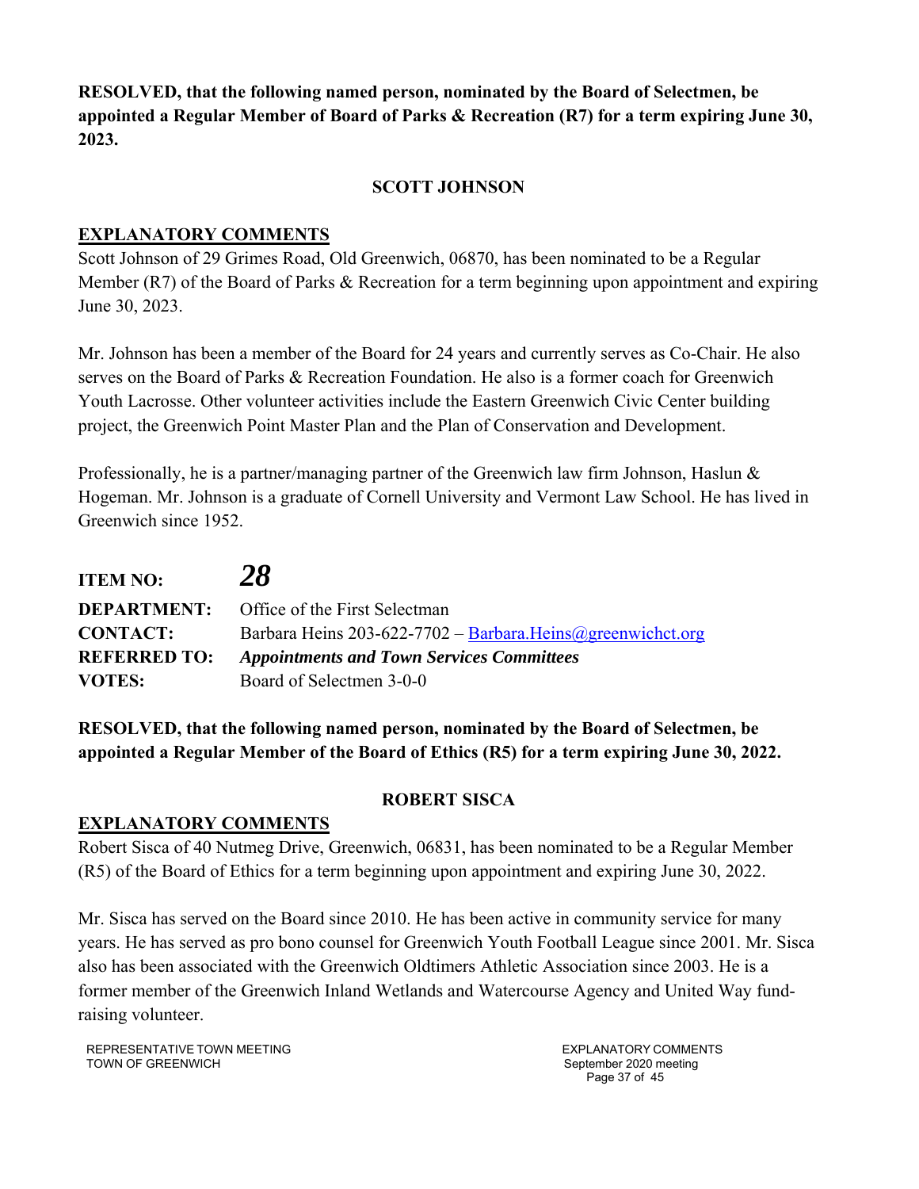**RESOLVED, that the following named person, nominated by the Board of Selectmen, be appointed a Regular Member of Board of Parks & Recreation (R7) for a term expiring June 30, 2023.**

**SCOTT JOHNSON**

**EXPLANATORY COMMENTS**

Scott Johnson of 29 Grimes Road, Old Greenwich, 06870, has been nominated to be a Regular Member (R7) of the Board of Parks & Recreation for a term beginning upon appointment and expiring June 30, 2023.

Mr. Johnson has been a member of the Board for 24 years and currently serves as Co-Chair. He also serves on the Board of Parks & Recreation Foundation. He also is a former coach for Greenwich Youth Lacrosse. Other volunteer activities include the Eastern Greenwich Civic Center building project, the Greenwich Point Master Plan and the Plan of Conservation and Development.

Professionally, he is a partner/managing partner of the Greenwich law firm Johnson, Haslun & Hogeman. Mr. Johnson is a graduate of Cornell University and Vermont Law School. He has lived in Greenwich since 1952.

**ITEM NO:** ***28***
**DEPARTMENT:** Office of the First Selectman
**CONTACT:** Barbara Heins 203-622-7702 – Barbara.Heins@greenwichct.org
**REFERRED TO:** ***Appointments and Town Services Committees***
**VOTES:** Board of Selectmen 3-0-0

**RESOLVED, that the following named person, nominated by the Board of Selectmen, be appointed a Regular Member of the Board of Ethics (R5) for a term expiring June 30, 2022.**

**ROBERT SISCA**

**EXPLANATORY COMMENTS**

Robert Sisca of 40 Nutmeg Drive, Greenwich, 06831, has been nominated to be a Regular Member (R5) of the Board of Ethics for a term beginning upon appointment and expiring June 30, 2022.

Mr. Sisca has served on the Board since 2010. He has been active in community service for many years. He has served as pro bono counsel for Greenwich Youth Football League since 2001. Mr. Sisca also has been associated with the Greenwich Oldtimers Athletic Association since 2003. He is a former member of the Greenwich Inland Wetlands and Watercourse Agency and United Way fund-raising volunteer.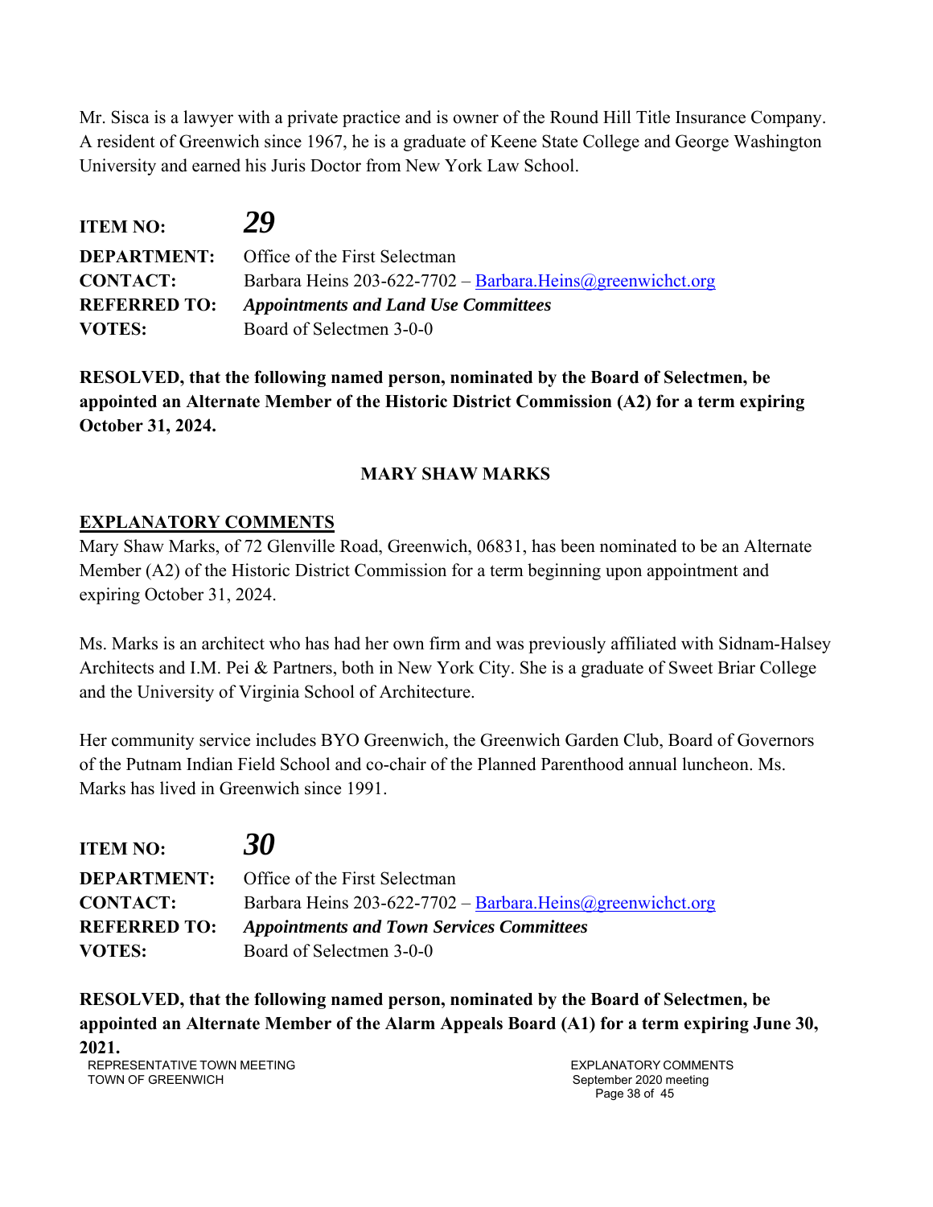Mr. Sisca is a lawyer with a private practice and is owner of the Round Hill Title Insurance Company. A resident of Greenwich since 1967, he is a graduate of Keene State College and George Washington University and earned his Juris Doctor from New York Law School.

**ITEM NO:** ***29***
**DEPARTMENT:** Office of the First Selectman
**CONTACT:** Barbara Heins 203-622-7702 – Barbara.Heins@greenwichct.org
**REFERRED TO:** ***Appointments and Land Use Committees***
**VOTES:** Board of Selectmen 3-0-0

**RESOLVED, that the following named person, nominated by the Board of Selectmen, be appointed an Alternate Member of the Historic District Commission (A2) for a term expiring October 31, 2024.**

**MARY SHAW MARKS**

**EXPLANATORY COMMENTS**

Mary Shaw Marks, of 72 Glenville Road, Greenwich, 06831, has been nominated to be an Alternate Member (A2) of the Historic District Commission for a term beginning upon appointment and expiring October 31, 2024.

Ms. Marks is an architect who has had her own firm and was previously affiliated with Sidnam-Halsey Architects and I.M. Pei & Partners, both in New York City. She is a graduate of Sweet Briar College and the University of Virginia School of Architecture.

Her community service includes BYO Greenwich, the Greenwich Garden Club, Board of Governors of the Putnam Indian Field School and co-chair of the Planned Parenthood annual luncheon. Ms. Marks has lived in Greenwich since 1991.

**ITEM NO:** ***30***
**DEPARTMENT:** Office of the First Selectman
**CONTACT:** Barbara Heins 203-622-7702 – Barbara.Heins@greenwichct.org
**REFERRED TO:** ***Appointments and Town Services Committees***
**VOTES:** Board of Selectmen 3-0-0

**RESOLVED, that the following named person, nominated by the Board of Selectmen, be appointed an Alternate Member of the Alarm Appeals Board (A1) for a term expiring June 30, 2021.**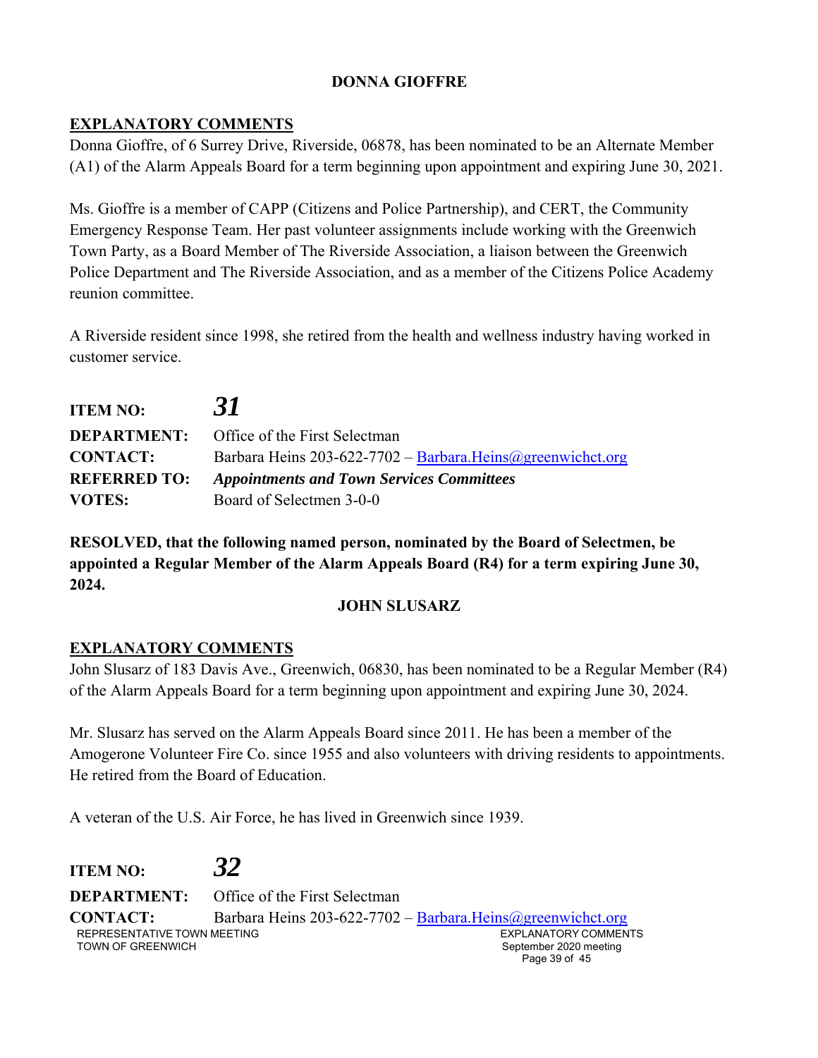**DONNA GIOFFRE**

**EXPLANATORY COMMENTS**

Donna Gioffre, of 6 Surrey Drive, Riverside, 06878, has been nominated to be an Alternate Member (A1) of the Alarm Appeals Board for a term beginning upon appointment and expiring June 30, 2021.

Ms. Gioffre is a member of CAPP (Citizens and Police Partnership), and CERT, the Community Emergency Response Team. Her past volunteer assignments include working with the Greenwich Town Party, as a Board Member of The Riverside Association, a liaison between the Greenwich Police Department and The Riverside Association, and as a member of the Citizens Police Academy reunion committee.

A Riverside resident since 1998, she retired from the health and wellness industry having worked in customer service.

**ITEM NO:** ***31***

**DEPARTMENT:** Office of the First Selectman

**CONTACT:** Barbara Heins 203-622-7702 – Barbara.Heins@greenwichct.org

**REFERRED TO:** ***Appointments and Town Services Committees***

**VOTES:** Board of Selectmen 3-0-0

**RESOLVED, that the following named person, nominated by the Board of Selectmen, be appointed a Regular Member of the Alarm Appeals Board (R4) for a term expiring June 30, 2024.**

**JOHN SLUSARZ**

**EXPLANATORY COMMENTS**

John Slusarz of 183 Davis Ave., Greenwich, 06830, has been nominated to be a Regular Member (R4) of the Alarm Appeals Board for a term beginning upon appointment and expiring June 30, 2024.

Mr. Slusarz has served on the Alarm Appeals Board since 2011. He has been a member of the Amogerone Volunteer Fire Co. since 1955 and also volunteers with driving residents to appointments. He retired from the Board of Education.

A veteran of the U.S. Air Force, he has lived in Greenwich since 1939.

**ITEM NO:** ***32***

**DEPARTMENT:** Office of the First Selectman

**CONTACT:** Barbara Heins 203-622-7702 – Barbara.Heins@greenwichct.org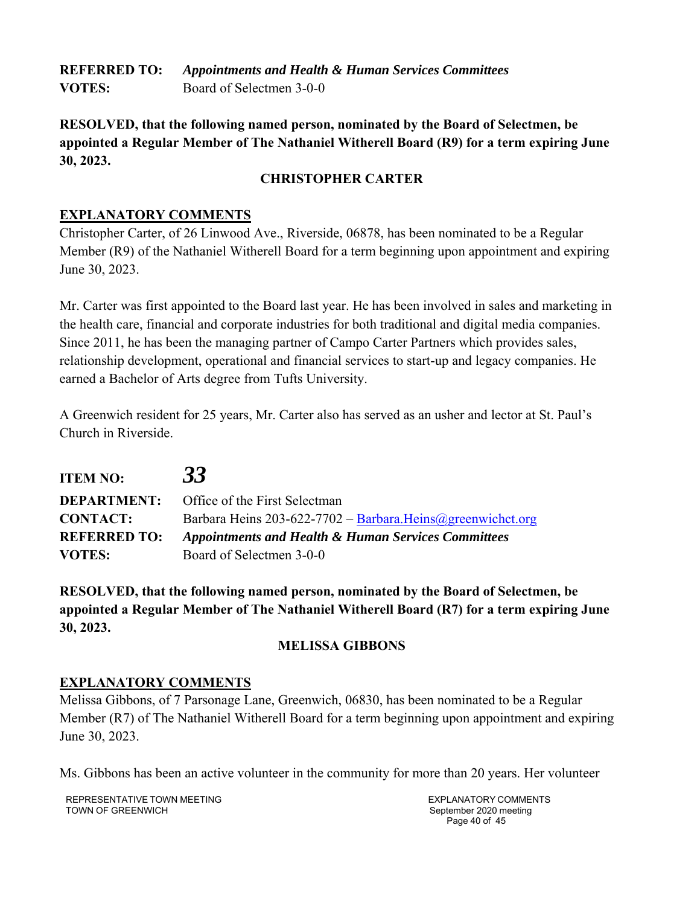**REFERRED TO:** ***Appointments and Health & Human Services Committees***
**VOTES:** Board of Selectmen 3-0-0

**RESOLVED, that the following named person, nominated by the Board of Selectmen, be appointed a Regular Member of The Nathaniel Witherell Board (R9) for a term expiring June 30, 2023.**

**CHRISTOPHER CARTER**

**EXPLANATORY COMMENTS**

Christopher Carter, of 26 Linwood Ave., Riverside, 06878, has been nominated to be a Regular Member (R9) of the Nathaniel Witherell Board for a term beginning upon appointment and expiring June 30, 2023.

Mr. Carter was first appointed to the Board last year. He has been involved in sales and marketing in the health care, financial and corporate industries for both traditional and digital media companies. Since 2011, he has been the managing partner of Campo Carter Partners which provides sales, relationship development, operational and financial services to start-up and legacy companies. He earned a Bachelor of Arts degree from Tufts University.

A Greenwich resident for 25 years, Mr. Carter also has served as an usher and lector at St. Paul's Church in Riverside.

**ITEM NO:** ***33***
**DEPARTMENT:** Office of the First Selectman
**CONTACT:** Barbara Heins 203-622-7702 – Barbara.Heins@greenwichct.org
**REFERRED TO:** ***Appointments and Health & Human Services Committees***
**VOTES:** Board of Selectmen 3-0-0

**RESOLVED, that the following named person, nominated by the Board of Selectmen, be appointed a Regular Member of The Nathaniel Witherell Board (R7) for a term expiring June 30, 2023.**

**MELISSA GIBBONS**

**EXPLANATORY COMMENTS**

Melissa Gibbons, of 7 Parsonage Lane, Greenwich, 06830, has been nominated to be a Regular Member (R7) of The Nathaniel Witherell Board for a term beginning upon appointment and expiring June 30, 2023.

Ms. Gibbons has been an active volunteer in the community for more than 20 years. Her volunteer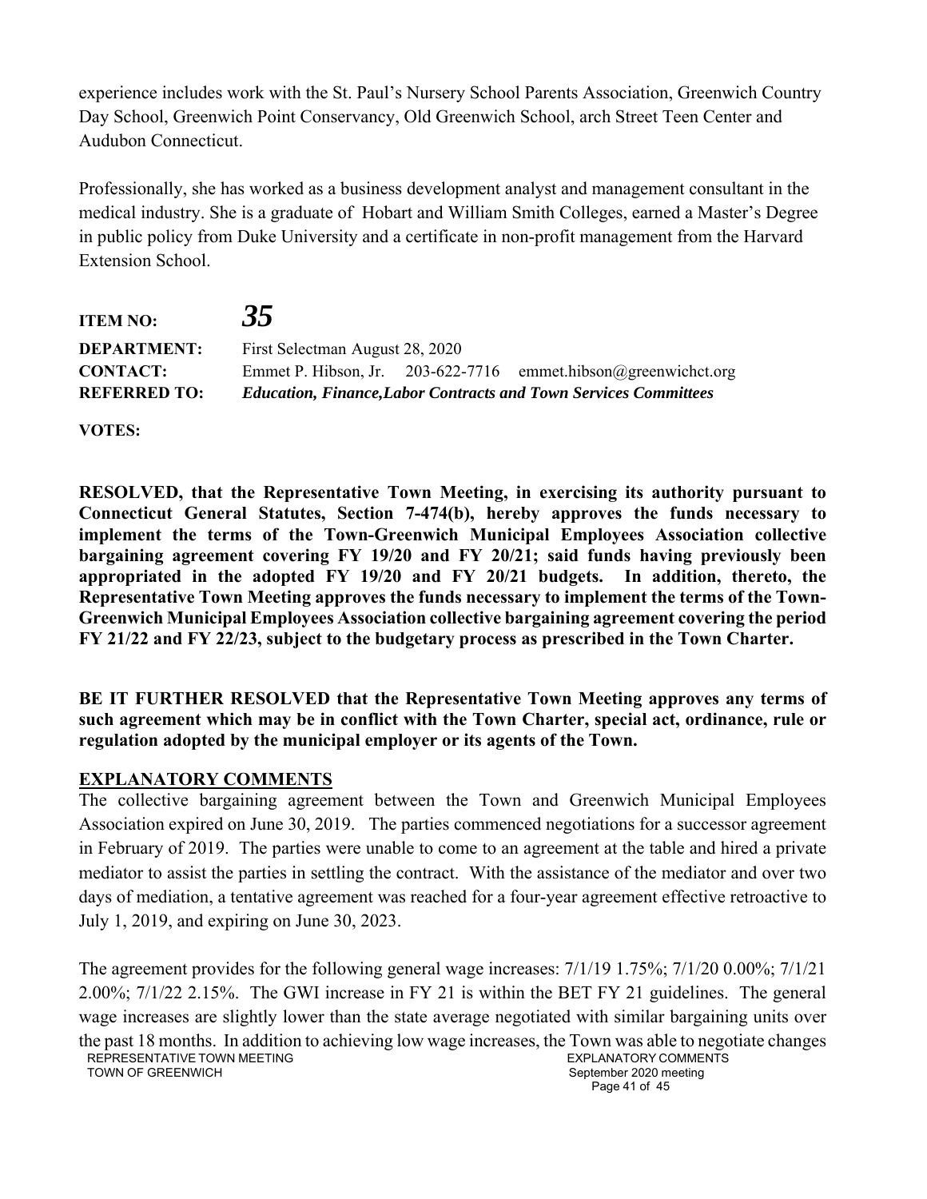experience includes work with the St. Paul's Nursery School Parents Association, Greenwich Country Day School, Greenwich Point Conservancy, Old Greenwich School, arch Street Teen Center and Audubon Connecticut.

Professionally, she has worked as a business development analyst and management consultant in the medical industry. She is a graduate of Hobart and William Smith Colleges, earned a Master's Degree in public policy from Duke University and a certificate in non-profit management from the Harvard Extension School.

**ITEM NO:** ***35***

**DEPARTMENT:** First Selectman August 28, 2020
**CONTACT:** Emmet P. Hibson, Jr. 203-622-7716 emmet.hibson@greenwichct.org
**REFERRED TO:** ***Education, Finance,Labor Contracts and Town Services Committees***

**VOTES:**

**RESOLVED, that the Representative Town Meeting, in exercising its authority pursuant to Connecticut General Statutes, Section 7-474(b), hereby approves the funds necessary to implement the terms of the Town-Greenwich Municipal Employees Association collective bargaining agreement covering FY 19/20 and FY 20/21; said funds having previously been appropriated in the adopted FY 19/20 and FY 20/21 budgets. In addition, thereto, the Representative Town Meeting approves the funds necessary to implement the terms of the Town-Greenwich Municipal Employees Association collective bargaining agreement covering the period FY 21/22 and FY 22/23, subject to the budgetary process as prescribed in the Town Charter.**

**BE IT FURTHER RESOLVED that the Representative Town Meeting approves any terms of such agreement which may be in conflict with the Town Charter, special act, ordinance, rule or regulation adopted by the municipal employer or its agents of the Town.**

**EXPLANATORY COMMENTS**

The collective bargaining agreement between the Town and Greenwich Municipal Employees Association expired on June 30, 2019. The parties commenced negotiations for a successor agreement in February of 2019. The parties were unable to come to an agreement at the table and hired a private mediator to assist the parties in settling the contract. With the assistance of the mediator and over two days of mediation, a tentative agreement was reached for a four-year agreement effective retroactive to July 1, 2019, and expiring on June 30, 2023.

The agreement provides for the following general wage increases: 7/1/19 1.75%; 7/1/20 0.00%; 7/1/21 2.00%; 7/1/22 2.15%. The GWI increase in FY 21 is within the BET FY 21 guidelines. The general wage increases are slightly lower than the state average negotiated with similar bargaining units over the past 18 months. In addition to achieving low wage increases, the Town was able to negotiate changes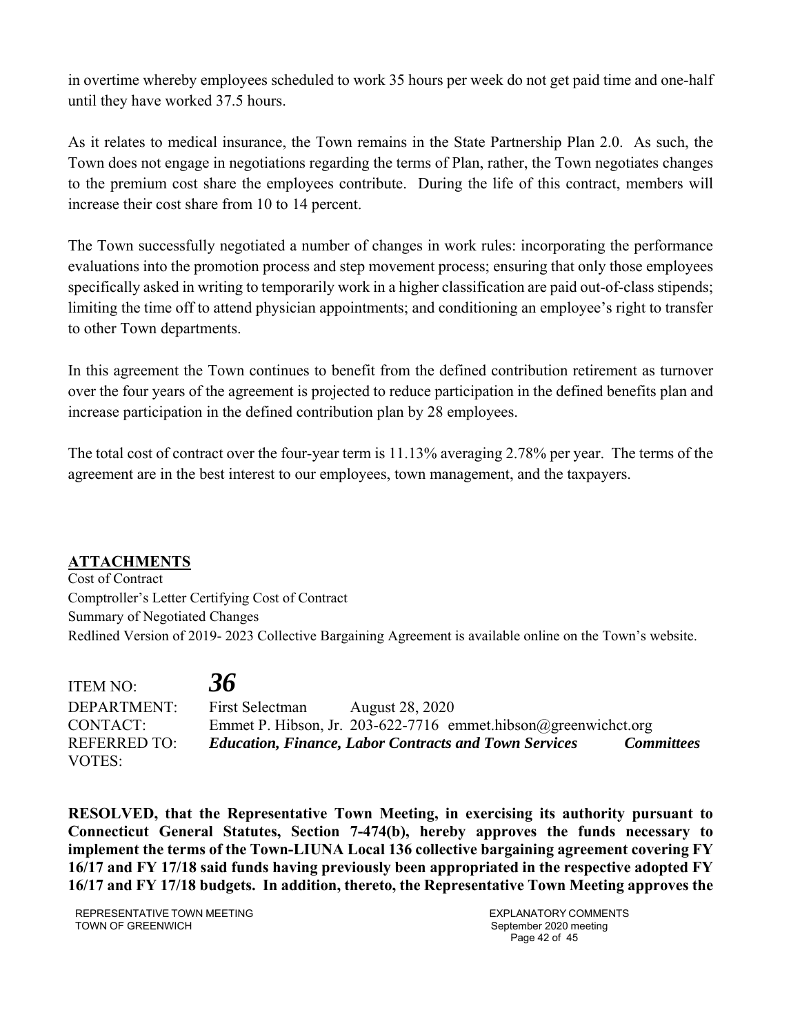in overtime whereby employees scheduled to work 35 hours per week do not get paid time and one-half until they have worked 37.5 hours.

As it relates to medical insurance, the Town remains in the State Partnership Plan 2.0. As such, the Town does not engage in negotiations regarding the terms of Plan, rather, the Town negotiates changes to the premium cost share the employees contribute. During the life of this contract, members will increase their cost share from 10 to 14 percent.

The Town successfully negotiated a number of changes in work rules: incorporating the performance evaluations into the promotion process and step movement process; ensuring that only those employees specifically asked in writing to temporarily work in a higher classification are paid out-of-class stipends; limiting the time off to attend physician appointments; and conditioning an employee's right to transfer to other Town departments.

In this agreement the Town continues to benefit from the defined contribution retirement as turnover over the four years of the agreement is projected to reduce participation in the defined benefits plan and increase participation in the defined contribution plan by 28 employees.

The total cost of contract over the four-year term is 11.13% averaging 2.78% per year. The terms of the agreement are in the best interest to our employees, town management, and the taxpayers.

**ATTACHMENTS**

Cost of Contract
Comptroller's Letter Certifying Cost of Contract
Summary of Negotiated Changes
Redlined Version of 2019- 2023 Collective Bargaining Agreement is available online on the Town's website.

ITEM NO: ***36***
DEPARTMENT: First Selectman August 28, 2020
CONTACT: Emmet P. Hibson, Jr. 203-622-7716 emmet.hibson@greenwichct.org
REFERRED TO: ***Education, Finance, Labor Contracts and Town Services Committees***
VOTES:

**RESOLVED, that the Representative Town Meeting, in exercising its authority pursuant to Connecticut General Statutes, Section 7-474(b), hereby approves the funds necessary to implement the terms of the Town-LIUNA Local 136 collective bargaining agreement covering FY 16/17 and FY 17/18 said funds having previously been appropriated in the respective adopted FY 16/17 and FY 17/18 budgets. In addition, thereto, the Representative Town Meeting approves the**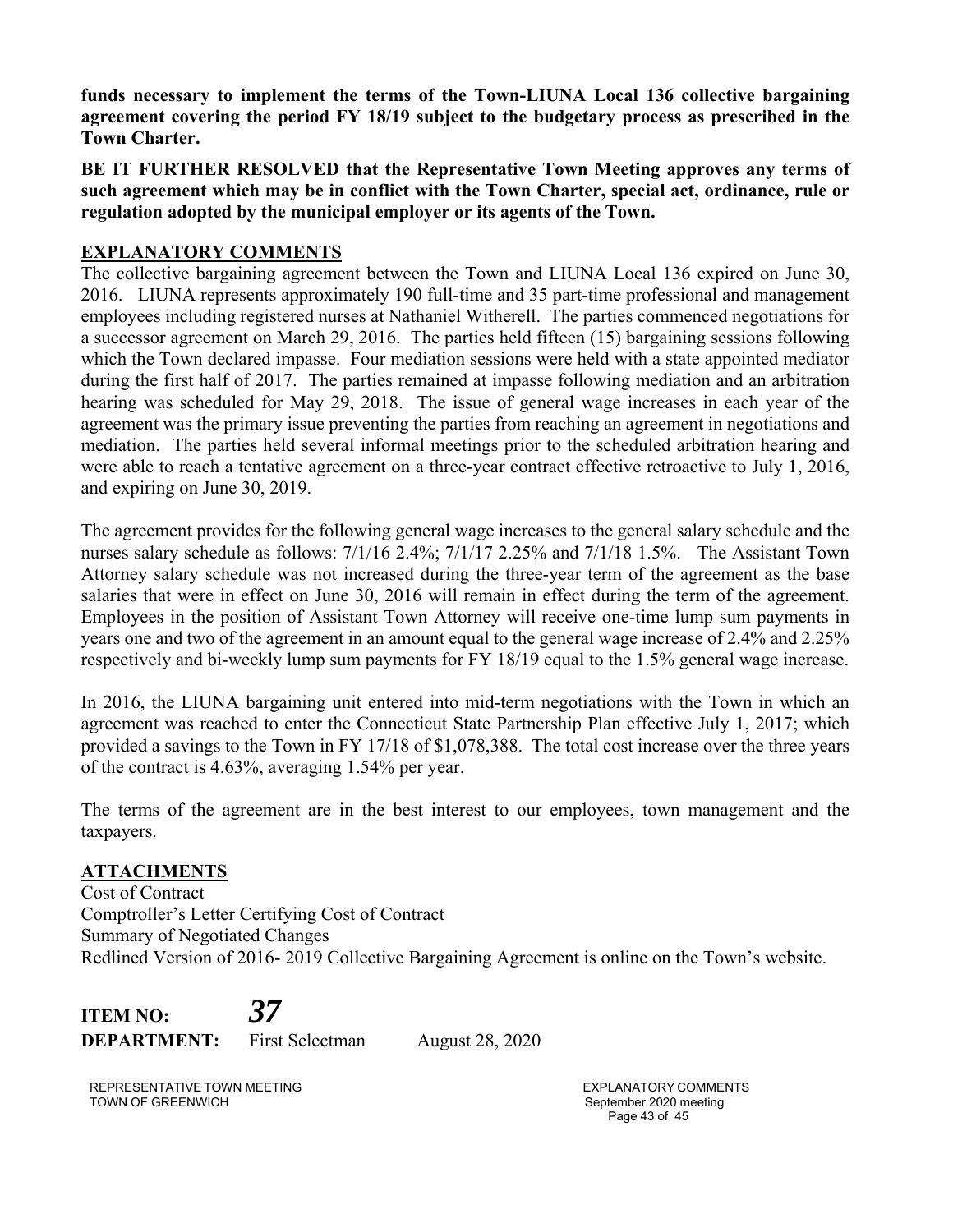**funds necessary to implement the terms of the Town-LIUNA Local 136 collective bargaining agreement covering the period FY 18/19 subject to the budgetary process as prescribed in the Town Charter.**

**BE IT FURTHER RESOLVED that the Representative Town Meeting approves any terms of such agreement which may be in conflict with the Town Charter, special act, ordinance, rule or regulation adopted by the municipal employer or its agents of the Town.**

## EXPLANATORY COMMENTS

The collective bargaining agreement between the Town and LIUNA Local 136 expired on June 30, 2016. LIUNA represents approximately 190 full-time and 35 part-time professional and management employees including registered nurses at Nathaniel Witherell. The parties commenced negotiations for a successor agreement on March 29, 2016. The parties held fifteen (15) bargaining sessions following which the Town declared impasse. Four mediation sessions were held with a state appointed mediator during the first half of 2017. The parties remained at impasse following mediation and an arbitration hearing was scheduled for May 29, 2018. The issue of general wage increases in each year of the agreement was the primary issue preventing the parties from reaching an agreement in negotiations and mediation. The parties held several informal meetings prior to the scheduled arbitration hearing and were able to reach a tentative agreement on a three-year contract effective retroactive to July 1, 2016, and expiring on June 30, 2019.

The agreement provides for the following general wage increases to the general salary schedule and the nurses salary schedule as follows: 7/1/16 2.4%; 7/1/17 2.25% and 7/1/18 1.5%. The Assistant Town Attorney salary schedule was not increased during the three-year term of the agreement as the base salaries that were in effect on June 30, 2016 will remain in effect during the term of the agreement. Employees in the position of Assistant Town Attorney will receive one-time lump sum payments in years one and two of the agreement in an amount equal to the general wage increase of 2.4% and 2.25% respectively and bi-weekly lump sum payments for FY 18/19 equal to the 1.5% general wage increase.

In 2016, the LIUNA bargaining unit entered into mid-term negotiations with the Town in which an agreement was reached to enter the Connecticut State Partnership Plan effective July 1, 2017; which provided a savings to the Town in FY 17/18 of $1,078,388. The total cost increase over the three years of the contract is 4.63%, averaging 1.54% per year.

The terms of the agreement are in the best interest to our employees, town management and the taxpayers.

## ATTACHMENTS

Cost of Contract
Comptroller's Letter Certifying Cost of Contract
Summary of Negotiated Changes
Redlined Version of 2016- 2019 Collective Bargaining Agreement is online on the Town's website.

**ITEM NO:** ***37***
**DEPARTMENT:** First Selectman August 28, 2020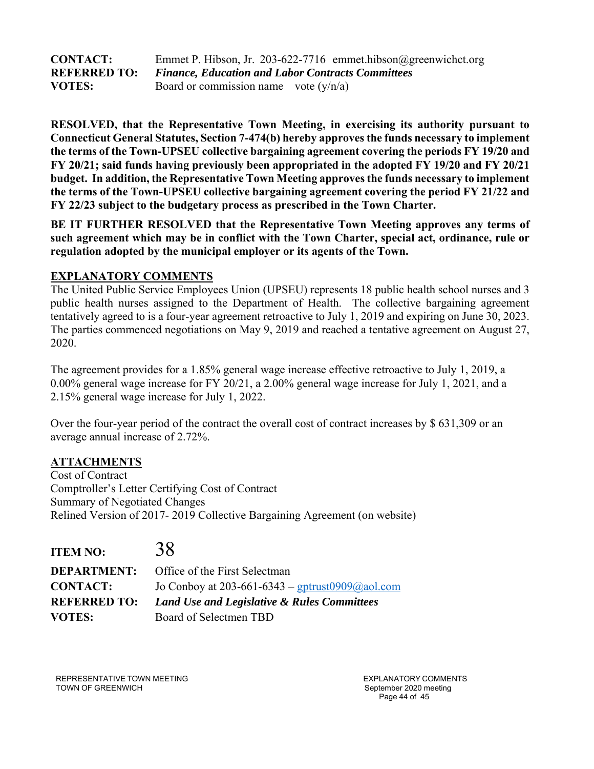**CONTACT:** Emmet P. Hibson, Jr. 203-622-7716 emmet.hibson@greenwichct.org
**REFERRED TO:** ***Finance, Education and Labor Contracts Committees***
**VOTES:** Board or commission name vote (y/n/a)

**RESOLVED, that the Representative Town Meeting, in exercising its authority pursuant to Connecticut General Statutes, Section 7-474(b) hereby approves the funds necessary to implement the terms of the Town-UPSEU collective bargaining agreement covering the periods FY 19/20 and FY 20/21; said funds having previously been appropriated in the adopted FY 19/20 and FY 20/21 budget. In addition, the Representative Town Meeting approves the funds necessary to implement the terms of the Town-UPSEU collective bargaining agreement covering the period FY 21/22 and FY 22/23 subject to the budgetary process as prescribed in the Town Charter.**

**BE IT FURTHER RESOLVED that the Representative Town Meeting approves any terms of such agreement which may be in conflict with the Town Charter, special act, ordinance, rule or regulation adopted by the municipal employer or its agents of the Town.**

**EXPLANATORY COMMENTS**

The United Public Service Employees Union (UPSEU) represents 18 public health school nurses and 3 public health nurses assigned to the Department of Health. The collective bargaining agreement tentatively agreed to is a four-year agreement retroactive to July 1, 2019 and expiring on June 30, 2023. The parties commenced negotiations on May 9, 2019 and reached a tentative agreement on August 27, 2020.

The agreement provides for a 1.85% general wage increase effective retroactive to July 1, 2019, a 0.00% general wage increase for FY 20/21, a 2.00% general wage increase for July 1, 2021, and a 2.15% general wage increase for July 1, 2022.

Over the four-year period of the contract the overall cost of contract increases by $ 631,309 or an average annual increase of 2.72%.

**ATTACHMENTS**

Cost of Contract
Comptroller's Letter Certifying Cost of Contract
Summary of Negotiated Changes
Relined Version of 2017- 2019 Collective Bargaining Agreement (on website)

**ITEM NO:** 38
**DEPARTMENT:** Office of the First Selectman
**CONTACT:** Jo Conboy at 203-661-6343 – gptrust0909@aol.com
**REFERRED TO:** ***Land Use and Legislative & Rules Committees***
**VOTES:** Board of Selectmen TBD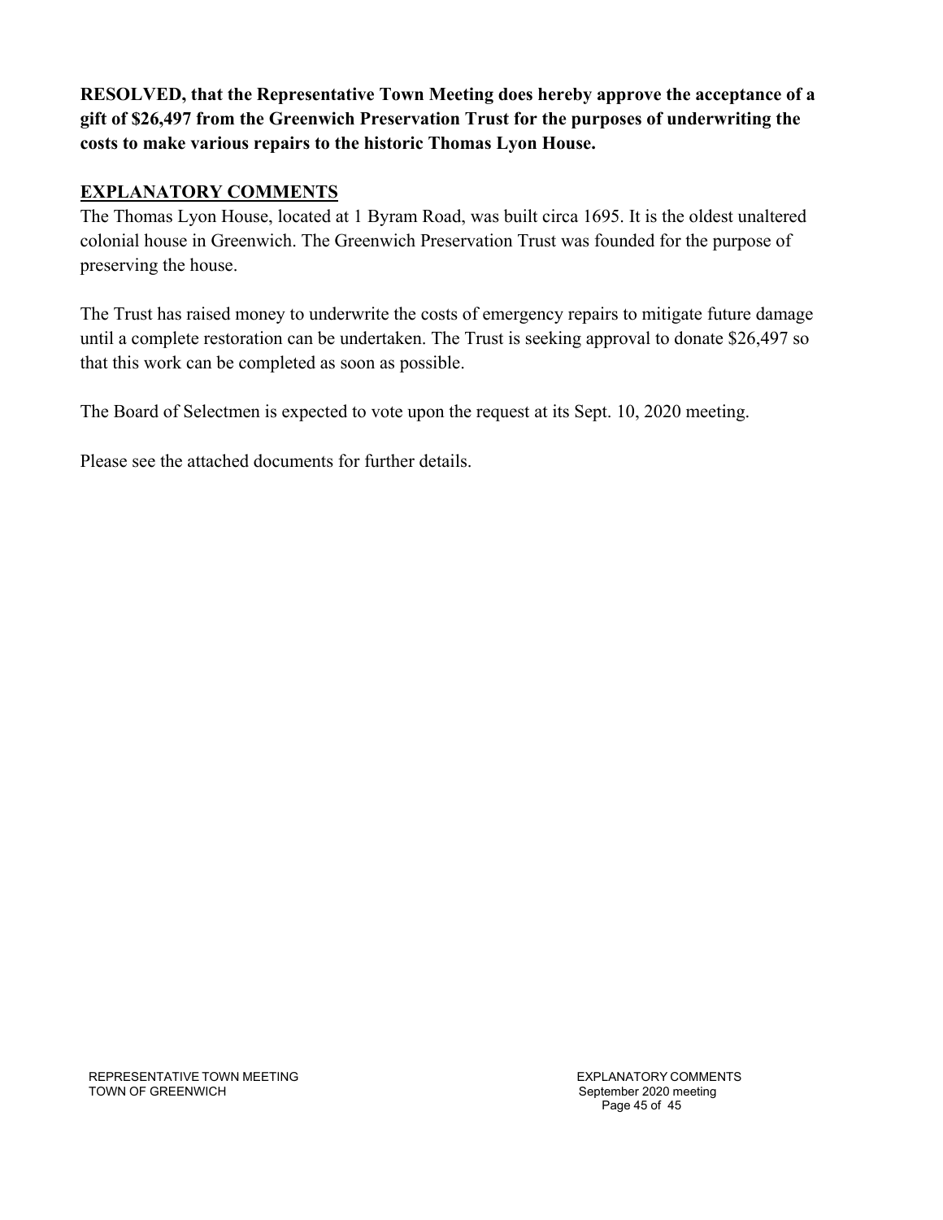**RESOLVED, that the Representative Town Meeting does hereby approve the acceptance of a gift of $26,497 from the Greenwich Preservation Trust for the purposes of underwriting the costs to make various repairs to the historic Thomas Lyon House.**

## EXPLANATORY COMMENTS

The Thomas Lyon House, located at 1 Byram Road, was built circa 1695. It is the oldest unaltered colonial house in Greenwich. The Greenwich Preservation Trust was founded for the purpose of preserving the house.

The Trust has raised money to underwrite the costs of emergency repairs to mitigate future damage until a complete restoration can be undertaken. The Trust is seeking approval to donate $26,497 so that this work can be completed as soon as possible.

The Board of Selectmen is expected to vote upon the request at its Sept. 10, 2020 meeting.

Please see the attached documents for further details.